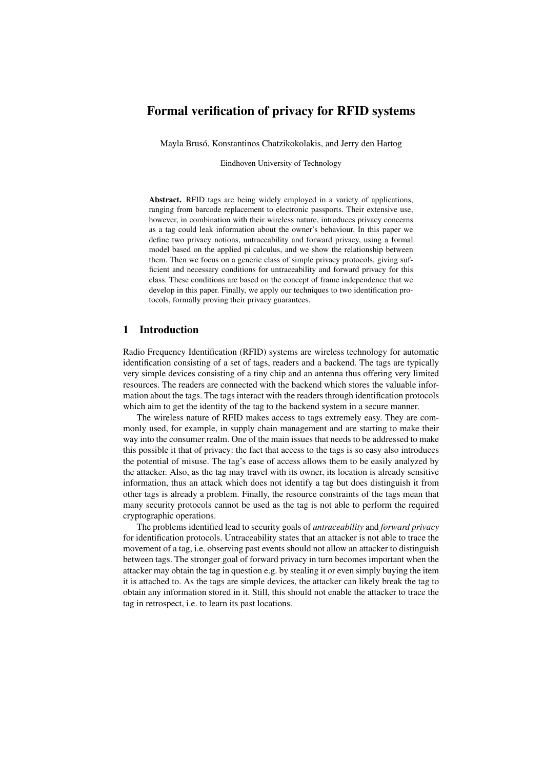# Formal verification of privacy for RFID systems

Mayla Brusó, Konstantinos Chatzikokolakis, and Jerry den Hartog

Eindhoven University of Technology

**Abstract.** RFID tags are being widely employed in a variety of applications, ranging from barcode replacement to electronic passports. Their extensive use, however, in combination with their wireless nature, introduces privacy concerns as a tag could leak information about the owner's behaviour. In this paper we define two privacy notions, untraceability and forward privacy, using a formal model based on the applied pi calculus, and we show the relationship between them. Then we focus on a generic class of simple privacy protocols, giving sufficient and necessary conditions for untraceability and forward privacy for this class. These conditions are based on the concept of frame independence that we develop in this paper. Finally, we apply our techniques to two identification protocols, formally proving their privacy guarantees.

## 1 Introduction

Radio Frequency Identification (RFID) systems are wireless technology for automatic identification consisting of a set of tags, readers and a backend. The tags are typically very simple devices consisting of a tiny chip and an antenna thus offering very limited resources. The readers are connected with the backend which stores the valuable information about the tags. The tags interact with the readers through identification protocols which aim to get the identity of the tag to the backend system in a secure manner.

The wireless nature of RFID makes access to tags extremely easy. They are commonly used, for example, in supply chain management and are starting to make their way into the consumer realm. One of the main issues that needs to be addressed to make this possible it that of privacy: the fact that access to the tags is so easy also introduces the potential of misuse. The tag's ease of access allows them to be easily analyzed by the attacker. Also, as the tag may travel with its owner, its location is already sensitive information, thus an attack which does not identify a tag but does distinguish it from other tags is already a problem. Finally, the resource constraints of the tags mean that many security protocols cannot be used as the tag is not able to perform the required cryptographic operations.

The problems identified lead to security goals of *untraceability* and *forward privacy* for identification protocols. Untraceability states that an attacker is not able to trace the movement of a tag, i.e. observing past events should not allow an attacker to distinguish between tags. The stronger goal of forward privacy in turn becomes important when the attacker may obtain the tag in question e.g. by stealing it or even simply buying the item it is attached to. As the tags are simple devices, the attacker can likely break the tag to obtain any information stored in it. Still, this should not enable the attacker to trace the tag in retrospect, i.e. to learn its past locations.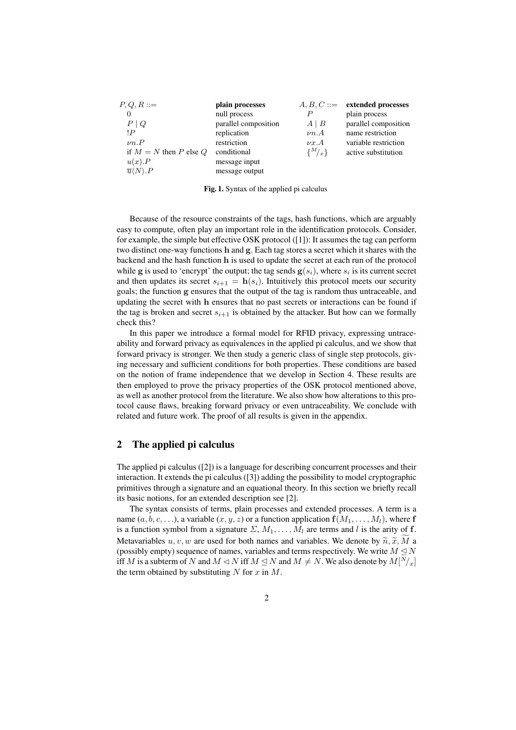| $P, Q, R ::=$ | **plain processes** | $A, B, C ::=$ | **extended processes** |
|---|---|---|---|
| $0$ | null process | $P$ | plain process |
| $P \mid Q$ | parallel composition | $A \mid B$ | parallel composition |
| $!P$ | replication | $\nu n.A$ | name restriction |
| $\nu n.P$ | restriction | $\nu x.A$ | variable restriction |
| if $M = N$ then $P$ else $Q$ | conditional | $\{^M/_x\}$ | active substitution |
| $u(x).P$ | message input | | |
| $\overline{u}\langle N \rangle.P$ | message output | | |

**Fig. 1.** Syntax of the applied pi calculus

Because of the resource constraints of the tags, hash functions, which are arguably easy to compute, often play an important role in the identification protocols. Consider, for example, the simple but effective OSK protocol ([1]): It assumes the tag can perform two distinct one-way functions $\mathbf{h}$ and $\mathbf{g}$. Each tag stores a secret which it shares with the backend and the hash function $\mathbf{h}$ is used to update the secret at each run of the protocol while $\mathbf{g}$ is used to 'encrypt' the output; the tag sends $\mathbf{g}(s_i)$, where $s_i$ is its current secret and then updates its secret $s_{i+1} = \mathbf{h}(s_i)$. Intuitively this protocol meets our security goals; the function $\mathbf{g}$ ensures that the output of the tag is random thus untraceable, and updating the secret with $\mathbf{h}$ ensures that no past secrets or interactions can be found if the tag is broken and secret $s_{i+1}$ is obtained by the attacker. But how can we formally check this?

In this paper we introduce a formal model for RFID privacy, expressing untraceability and forward privacy as equivalences in the applied pi calculus, and we show that forward privacy is stronger. We then study a generic class of single step protocols, giving necessary and sufficient conditions for both properties. These conditions are based on the notion of frame independence that we develop in Section 4. These results are then employed to prove the privacy properties of the OSK protocol mentioned above, as well as another protocol from the literature. We also show how alterations to this protocol cause flaws, breaking forward privacy or even untraceability. We conclude with related and future work. The proof of all results is given in the appendix.

## 2 The applied pi calculus

The applied pi calculus ([2]) is a language for describing concurrent processes and their interaction. It extends the pi calculus ([3]) adding the possibility to model cryptographic primitives through a signature and an equational theory. In this section we briefly recall its basic notions, for an extended description see [2].

The syntax consists of terms, plain processes and extended processes. A term is a name $(a, b, c, \ldots)$, a variable $(x, y, z)$ or a function application $\mathbf{f}(M_1, \ldots, M_l)$, where $\mathbf{f}$ is a function symbol from a signature $\Sigma$, $M_1, \ldots, M_l$ are terms and $l$ is the arity of $\mathbf{f}$. Metavariables $u, v, w$ are used for both names and variables. We denote by $\widetilde{n}, \widetilde{x}, \widetilde{M}$ a (possibly empty) sequence of names, variables and terms respectively. We write $M \trianglelefteq N$ iff $M$ is a subterm of $N$ and $M \triangleleft N$ iff $M \trianglelefteq N$ and $M \neq N$. We also denote by $M[^N/_x]$ the term obtained by substituting $N$ for $x$ in $M$.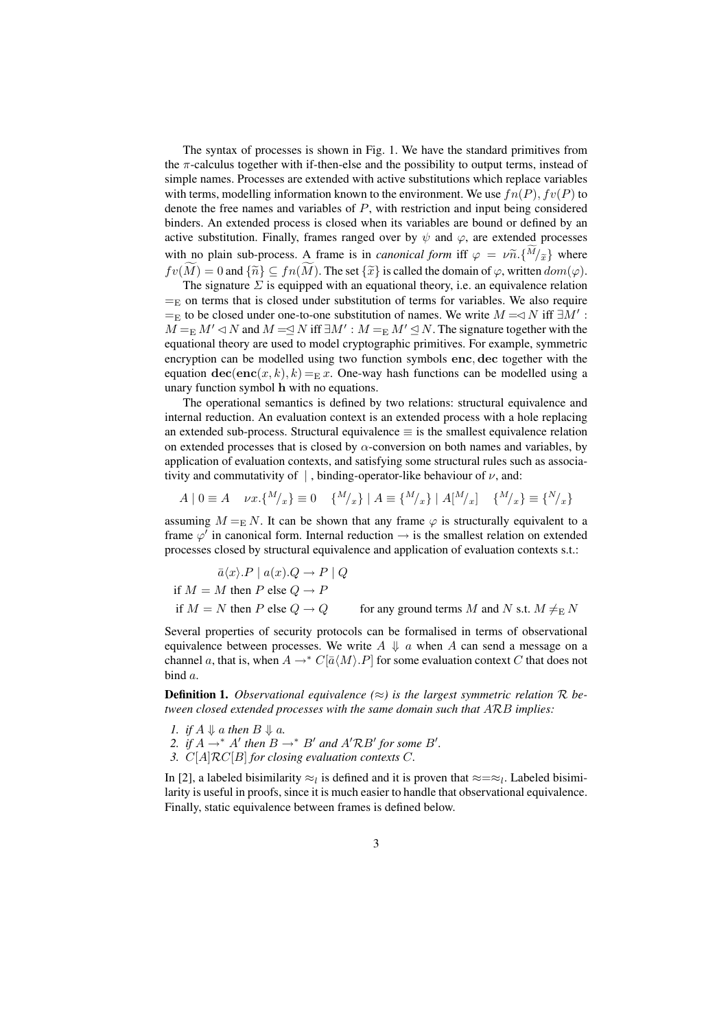The syntax of processes is shown in Fig. 1. We have the standard primitives from the $\pi$-calculus together with if-then-else and the possibility to output terms, instead of simple names. Processes are extended with active substitutions which replace variables with terms, modelling information known to the environment. We use $fn(P)$, $fv(P)$ to denote the free names and variables of $P$, with restriction and input being considered binders. An extended process is closed when its variables are bound or defined by an active substitution. Finally, frames ranged over by $\psi$ and $\varphi$, are extended processes with no plain sub-process. A frame is in *canonical form* iff $\varphi = \nu\widetilde{n}.\{^{\widetilde{M}}/_{\widetilde{x}}\}$ where $fv(\widetilde{M}) = 0$ and $\{\widetilde{n}\} \subseteq fn(\widetilde{M})$. The set $\{\widetilde{x}\}$ is called the domain of $\varphi$, written $dom(\varphi)$.

The signature $\Sigma$ is equipped with an equational theory, i.e. an equivalence relation $=_{\mathrm{E}}$ on terms that is closed under substitution of terms for variables. We also require $=_{\mathrm{E}}$ to be closed under one-to-one substitution of names. We write $M =\!\lhd N$ iff $\exists M' : M =_{\mathrm{E}} M' \lhd N$ and $M =\!\unlhd N$ iff $\exists M' : M =_{\mathrm{E}} M' \unlhd N$. The signature together with the equational theory are used to model cryptographic primitives. For example, symmetric encryption can be modelled using two function symbols $\mathbf{enc}, \mathbf{dec}$ together with the equation $\mathbf{dec}(\mathbf{enc}(x,k),k) =_{\mathrm{E}} x$. One-way hash functions can be modelled using a unary function symbol $\mathbf{h}$ with no equations.

The operational semantics is defined by two relations: structural equivalence and internal reduction. An evaluation context is an extended process with a hole replacing an extended sub-process. Structural equivalence $\equiv$ is the smallest equivalence relation on extended processes that is closed by $\alpha$-conversion on both names and variables, by application of evaluation contexts, and satisfying some structural rules such as associativity and commutativity of $\mid$, binding-operator-like behaviour of $\nu$, and:

$$A \mid 0 \equiv A \quad \nu x.\{^M/_x\} \equiv 0 \quad \{^M/_x\} \mid A \equiv \{^M/_x\} \mid A[^M/_x] \quad \{^M/_x\} \equiv \{^N/_x\}$$

assuming $M =_{\mathrm{E}} N$. It can be shown that any frame $\varphi$ is structurally equivalent to a frame $\varphi'$ in canonical form. Internal reduction $\rightarrow$ is the smallest relation on extended processes closed by structural equivalence and application of evaluation contexts s.t.:

$$\bar{a}\langle x\rangle.P \mid a(x).Q \rightarrow P \mid Q$$

$$\text{if } M = M \text{ then } P \text{ else } Q \rightarrow P$$

$$\text{if } M = N \text{ then } P \text{ else } Q \rightarrow Q \qquad \text{for any ground terms } M \text{ and } N \text{ s.t. } M \neq_{\mathrm{E}} N$$

Several properties of security protocols can be formalised in terms of observational equivalence between processes. We write $A \Downarrow a$ when $A$ can send a message on a channel $a$, that is, when $A \rightarrow^* C[\bar{a}\langle M\rangle.P]$ for some evaluation context $C$ that does not bind $a$.

**Definition 1.** *Observational equivalence ($\approx$) is the largest symmetric relation $\mathcal{R}$ between closed extended processes with the same domain such that $A\mathcal{R}B$ implies:*

1. *if $A \Downarrow a$ then $B \Downarrow a$.*
2. *if $A \rightarrow^* A'$ then $B \rightarrow^* B'$ and $A'\mathcal{R}B'$ for some $B'$.*
3. *$C[A]\mathcal{R}C[B]$ for closing evaluation contexts $C$.*

In [2], a labeled bisimilarity $\approx_l$ is defined and it is proven that $\approx = \approx_l$. Labeled bisimilarity is useful in proofs, since it is much easier to handle that observational equivalence. Finally, static equivalence between frames is defined below.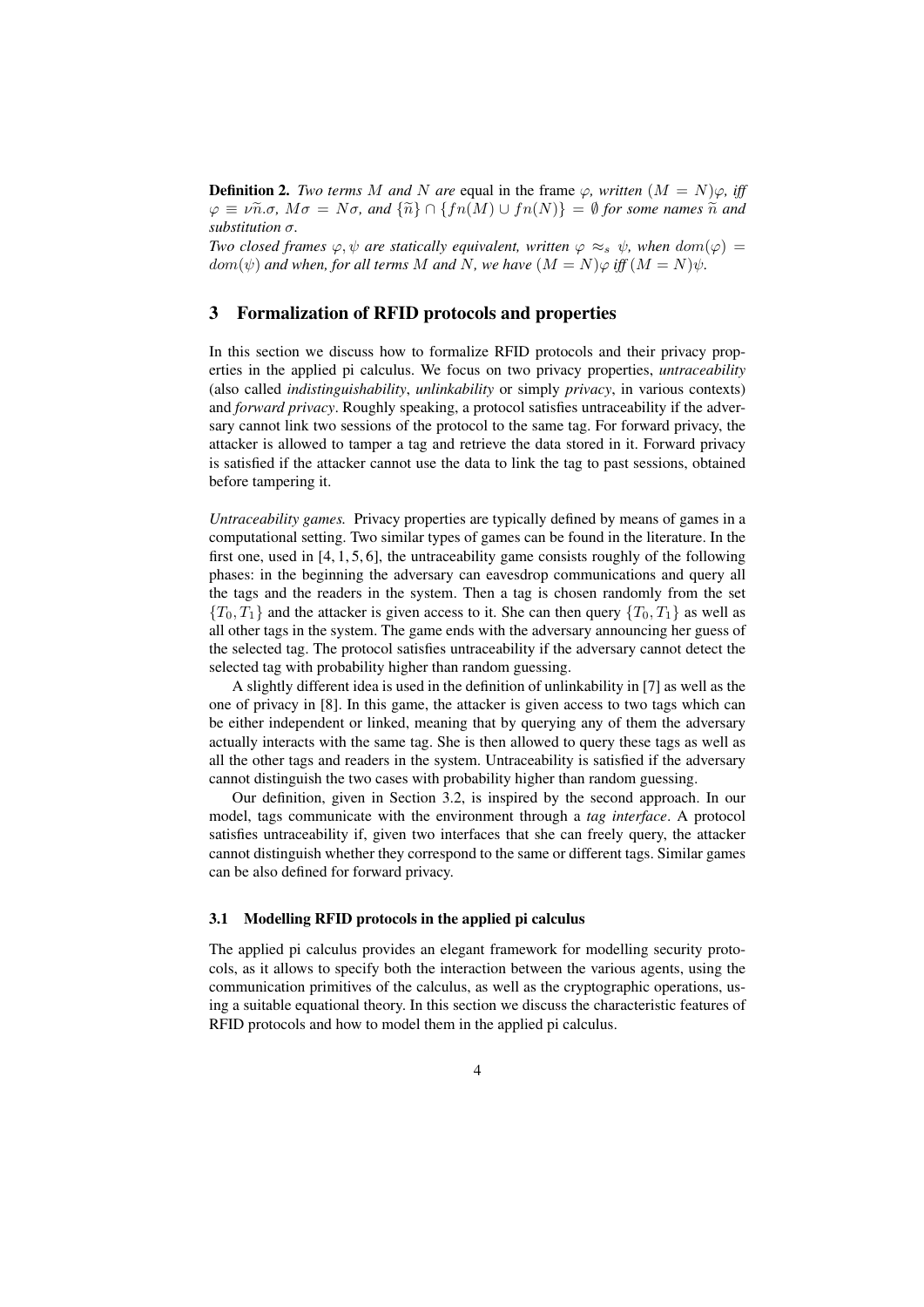**Definition 2.** *Two terms $M$ and $N$ are* equal in the frame $\varphi$, *written* $(M = N)\varphi$, *iff* $\varphi \equiv \nu\widetilde{n}.\sigma$, $M\sigma = N\sigma$, *and* $\{\widetilde{n}\} \cap \{fn(M) \cup fn(N)\} = \emptyset$ *for some names* $\widetilde{n}$ *and substitution* $\sigma$.

*Two closed frames* $\varphi, \psi$ *are statically equivalent, written* $\varphi \approx_s \psi$, *when* $dom(\varphi) = dom(\psi)$ *and when, for all terms* $M$ *and* $N$, *we have* $(M = N)\varphi$ *iff* $(M = N)\psi$.

## 3 Formalization of RFID protocols and properties

In this section we discuss how to formalize RFID protocols and their privacy properties in the applied pi calculus. We focus on two privacy properties, *untraceability* (also called *indistinguishability*, *unlinkability* or simply *privacy*, in various contexts) and *forward privacy*. Roughly speaking, a protocol satisfies untraceability if the adversary cannot link two sessions of the protocol to the same tag. For forward privacy, the attacker is allowed to tamper a tag and retrieve the data stored in it. Forward privacy is satisfied if the attacker cannot use the data to link the tag to past sessions, obtained before tampering it.

*Untraceability games.* Privacy properties are typically defined by means of games in a computational setting. Two similar types of games can be found in the literature. In the first one, used in [4, 1, 5, 6], the untraceability game consists roughly of the following phases: in the beginning the adversary can eavesdrop communications and query all the tags and the readers in the system. Then a tag is chosen randomly from the set $\{T_0, T_1\}$ and the attacker is given access to it. She can then query $\{T_0, T_1\}$ as well as all other tags in the system. The game ends with the adversary announcing her guess of the selected tag. The protocol satisfies untraceability if the adversary cannot detect the selected tag with probability higher than random guessing.

A slightly different idea is used in the definition of unlinkability in [7] as well as the one of privacy in [8]. In this game, the attacker is given access to two tags which can be either independent or linked, meaning that by querying any of them the adversary actually interacts with the same tag. She is then allowed to query these tags as well as all the other tags and readers in the system. Untraceability is satisfied if the adversary cannot distinguish the two cases with probability higher than random guessing.

Our definition, given in Section 3.2, is inspired by the second approach. In our model, tags communicate with the environment through a *tag interface*. A protocol satisfies untraceability if, given two interfaces that she can freely query, the attacker cannot distinguish whether they correspond to the same or different tags. Similar games can be also defined for forward privacy.

### 3.1 Modelling RFID protocols in the applied pi calculus

The applied pi calculus provides an elegant framework for modelling security protocols, as it allows to specify both the interaction between the various agents, using the communication primitives of the calculus, as well as the cryptographic operations, using a suitable equational theory. In this section we discuss the characteristic features of RFID protocols and how to model them in the applied pi calculus.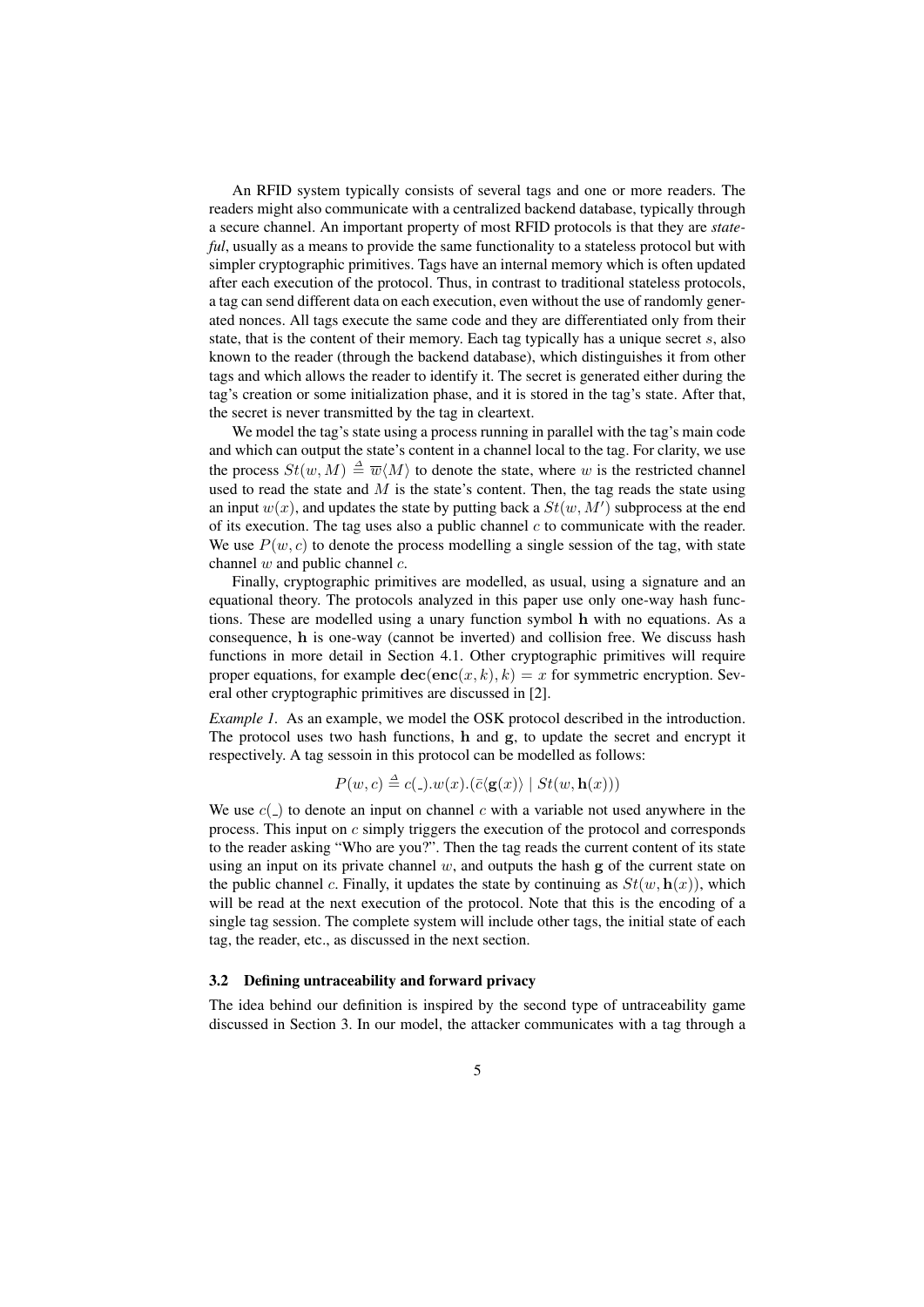An RFID system typically consists of several tags and one or more readers. The readers might also communicate with a centralized backend database, typically through a secure channel. An important property of most RFID protocols is that they are *stateful*, usually as a means to provide the same functionality to a stateless protocol but with simpler cryptographic primitives. Tags have an internal memory which is often updated after each execution of the protocol. Thus, in contrast to traditional stateless protocols, a tag can send different data on each execution, even without the use of randomly generated nonces. All tags execute the same code and they are differentiated only from their state, that is the content of their memory. Each tag typically has a unique secret $s$, also known to the reader (through the backend database), which distinguishes it from other tags and which allows the reader to identify it. The secret is generated either during the tag's creation or some initialization phase, and it is stored in the tag's state. After that, the secret is never transmitted by the tag in cleartext.

We model the tag's state using a process running in parallel with the tag's main code and which can output the state's content in a channel local to the tag. For clarity, we use the process $St(w, M) \stackrel{\Delta}{=} \overline{w}\langle M\rangle$ to denote the state, where $w$ is the restricted channel used to read the state and $M$ is the state's content. Then, the tag reads the state using an input $w(x)$, and updates the state by putting back a $St(w, M')$ subprocess at the end of its execution. The tag uses also a public channel $c$ to communicate with the reader. We use $P(w, c)$ to denote the process modelling a single session of the tag, with state channel $w$ and public channel $c$.

Finally, cryptographic primitives are modelled, as usual, using a signature and an equational theory. The protocols analyzed in this paper use only one-way hash functions. These are modelled using a unary function symbol $\mathbf{h}$ with no equations. As a consequence, $\mathbf{h}$ is one-way (cannot be inverted) and collision free. We discuss hash functions in more detail in Section 4.1. Other cryptographic primitives will require proper equations, for example $\mathbf{dec}(\mathbf{enc}(x, k), k) = x$ for symmetric encryption. Several other cryptographic primitives are discussed in [2].

*Example 1.* As an example, we model the OSK protocol described in the introduction. The protocol uses two hash functions, $\mathbf{h}$ and $\mathbf{g}$, to update the secret and encrypt it respectively. A tag sessoin in this protocol can be modelled as follows:

$$P(w, c) \stackrel{\Delta}{=} c(\_).w(x).(\bar{c}\langle \mathbf{g}(x)\rangle \mid St(w, \mathbf{h}(x)))$$

We use $c(\_)$ to denote an input on channel $c$ with a variable not used anywhere in the process. This input on $c$ simply triggers the execution of the protocol and corresponds to the reader asking "Who are you?". Then the tag reads the current content of its state using an input on its private channel $w$, and outputs the hash $\mathbf{g}$ of the current state on the public channel $c$. Finally, it updates the state by continuing as $St(w, \mathbf{h}(x))$, which will be read at the next execution of the protocol. Note that this is the encoding of a single tag session. The complete system will include other tags, the initial state of each tag, the reader, etc., as discussed in the next section.

### 3.2 Defining untraceability and forward privacy

The idea behind our definition is inspired by the second type of untraceability game discussed in Section 3. In our model, the attacker communicates with a tag through a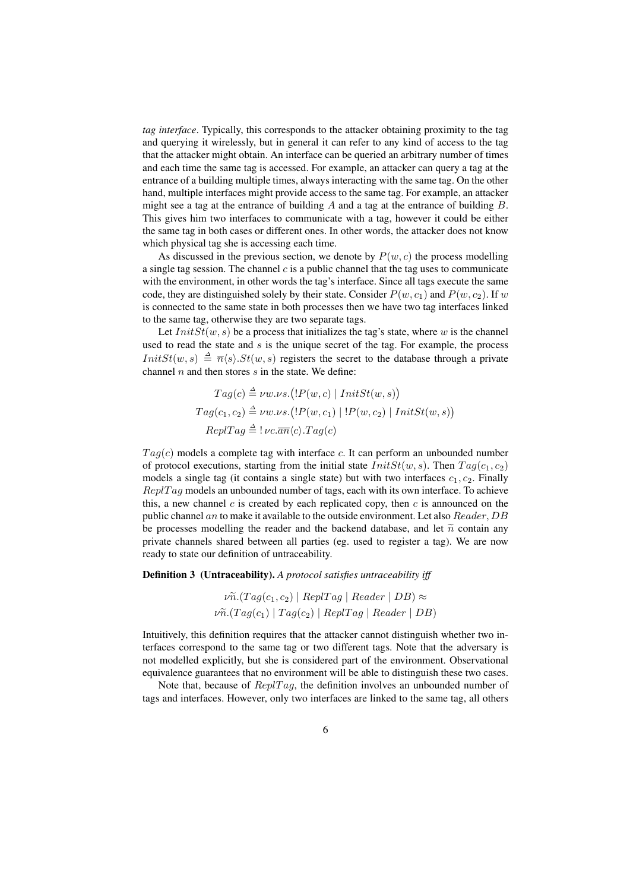*tag interface*. Typically, this corresponds to the attacker obtaining proximity to the tag and querying it wirelessly, but in general it can refer to any kind of access to the tag that the attacker might obtain. An interface can be queried an arbitrary number of times and each time the same tag is accessed. For example, an attacker can query a tag at the entrance of a building multiple times, always interacting with the same tag. On the other hand, multiple interfaces might provide access to the same tag. For example, an attacker might see a tag at the entrance of building $A$ and a tag at the entrance of building $B$. This gives him two interfaces to communicate with a tag, however it could be either the same tag in both cases or different ones. In other words, the attacker does not know which physical tag she is accessing each time.

As discussed in the previous section, we denote by $P(w, c)$ the process modelling a single tag session. The channel $c$ is a public channel that the tag uses to communicate with the environment, in other words the tag's interface. Since all tags execute the same code, they are distinguished solely by their state. Consider $P(w, c_1)$ and $P(w, c_2)$. If $w$ is connected to the same state in both processes then we have two tag interfaces linked to the same tag, otherwise they are two separate tags.

Let $InitSt(w, s)$ be a process that initializes the tag's state, where $w$ is the channel used to read the state and $s$ is the unique secret of the tag. For example, the process $InitSt(w, s) \triangleq \overline{n}\langle s\rangle.St(w, s)$ registers the secret to the database through a private channel $n$ and then stores $s$ in the state. We define:

$$Tag(c) \triangleq \nu w.\nu s.\big(!P(w, c) \mid InitSt(w, s)\big)$$

$$Tag(c_1, c_2) \triangleq \nu w.\nu s.\big(!P(w, c_1) \mid !P(w, c_2) \mid InitSt(w, s)\big)$$

$$ReplTag \triangleq !\, \nu c.\overline{an}\langle c\rangle.Tag(c)$$

$Tag(c)$ models a complete tag with interface $c$. It can perform an unbounded number of protocol executions, starting from the initial state $InitSt(w, s)$. Then $Tag(c_1, c_2)$ models a single tag (it contains a single state) but with two interfaces $c_1, c_2$. Finally $ReplTag$ models an unbounded number of tags, each with its own interface. To achieve this, a new channel $c$ is created by each replicated copy, then $c$ is announced on the public channel $an$ to make it available to the outside environment. Let also $Reader, DB$ be processes modelling the reader and the backend database, and let $\widetilde{n}$ contain any private channels shared between all parties (eg. used to register a tag). We are now ready to state our definition of untraceability.

**Definition 3 (Untraceability).** *A protocol satisfies untraceability iff*

$$\nu\widetilde{n}.(Tag(c_1, c_2) \mid ReplTag \mid Reader \mid DB) \approx$$
$$\nu\widetilde{n}.(Tag(c_1) \mid Tag(c_2) \mid ReplTag \mid Reader \mid DB)$$

Intuitively, this definition requires that the attacker cannot distinguish whether two interfaces correspond to the same tag or two different tags. Note that the adversary is not modelled explicitly, but she is considered part of the environment. Observational equivalence guarantees that no environment will be able to distinguish these two cases.

Note that, because of $ReplTag$, the definition involves an unbounded number of tags and interfaces. However, only two interfaces are linked to the same tag, all others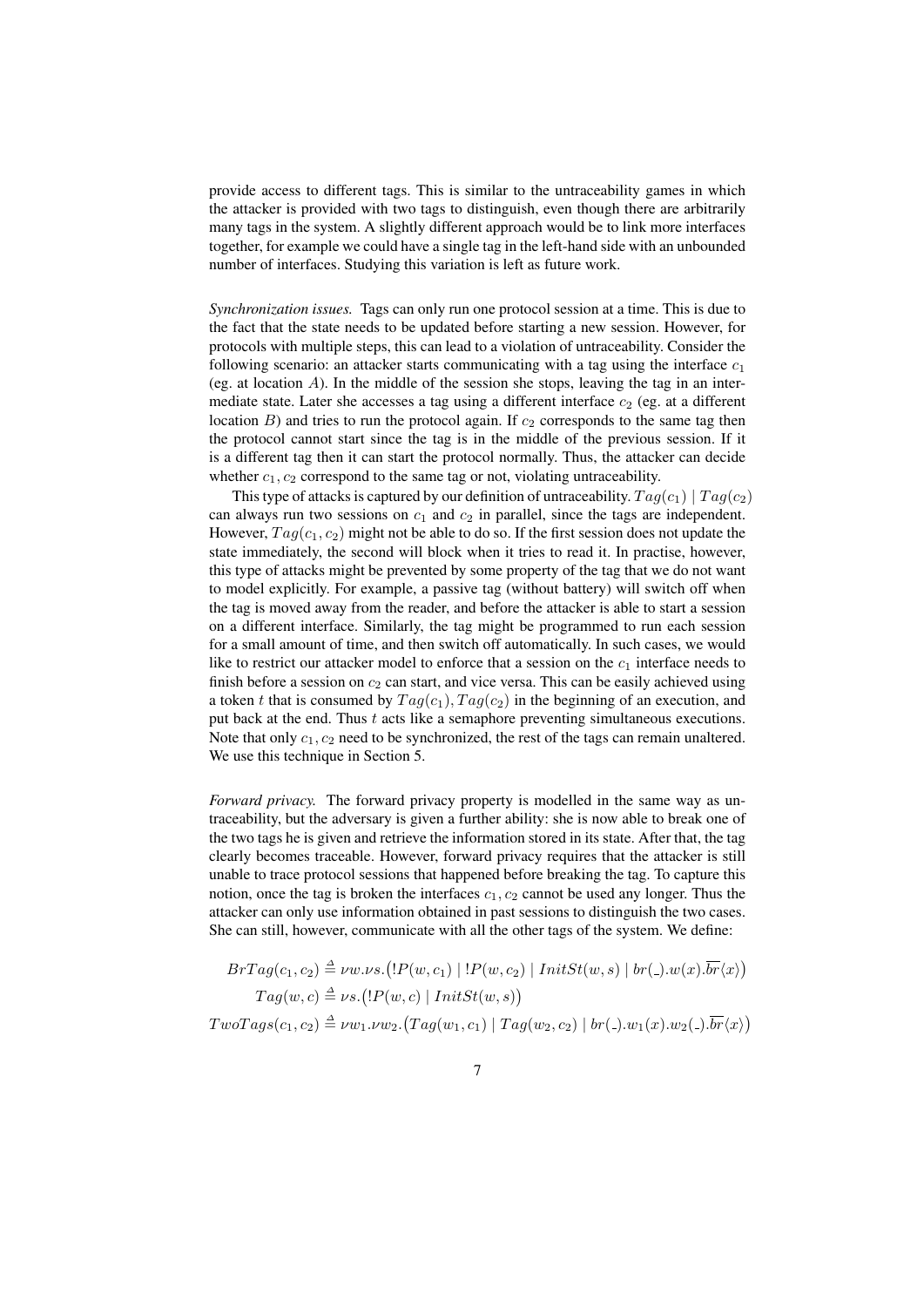provide access to different tags. This is similar to the untraceability games in which the attacker is provided with two tags to distinguish, even though there are arbitrarily many tags in the system. A slightly different approach would be to link more interfaces together, for example we could have a single tag in the left-hand side with an unbounded number of interfaces. Studying this variation is left as future work.

*Synchronization issues.* Tags can only run one protocol session at a time. This is due to the fact that the state needs to be updated before starting a new session. However, for protocols with multiple steps, this can lead to a violation of untraceability. Consider the following scenario: an attacker starts communicating with a tag using the interface $c_1$ (eg. at location $A$). In the middle of the session she stops, leaving the tag in an intermediate state. Later she accesses a tag using a different interface $c_2$ (eg. at a different location $B$) and tries to run the protocol again. If $c_2$ corresponds to the same tag then the protocol cannot start since the tag is in the middle of the previous session. If it is a different tag then it can start the protocol normally. Thus, the attacker can decide whether $c_1, c_2$ correspond to the same tag or not, violating untraceability.

This type of attacks is captured by our definition of untraceability. $Tag(c_1) \mid Tag(c_2)$ can always run two sessions on $c_1$ and $c_2$ in parallel, since the tags are independent. However, $Tag(c_1, c_2)$ might not be able to do so. If the first session does not update the state immediately, the second will block when it tries to read it. In practise, however, this type of attacks might be prevented by some property of the tag that we do not want to model explicitly. For example, a passive tag (without battery) will switch off when the tag is moved away from the reader, and before the attacker is able to start a session on a different interface. Similarly, the tag might be programmed to run each session for a small amount of time, and then switch off automatically. In such cases, we would like to restrict our attacker model to enforce that a session on the $c_1$ interface needs to finish before a session on $c_2$ can start, and vice versa. This can be easily achieved using a token $t$ that is consumed by $Tag(c_1), Tag(c_2)$ in the beginning of an execution, and put back at the end. Thus $t$ acts like a semaphore preventing simultaneous executions. Note that only $c_1, c_2$ need to be synchronized, the rest of the tags can remain unaltered. We use this technique in Section 5.

*Forward privacy.* The forward privacy property is modelled in the same way as untraceability, but the adversary is given a further ability: she is now able to break one of the two tags he is given and retrieve the information stored in its state. After that, the tag clearly becomes traceable. However, forward privacy requires that the attacker is still unable to trace protocol sessions that happened before breaking the tag. To capture this notion, once the tag is broken the interfaces $c_1, c_2$ cannot be used any longer. Thus the attacker can only use information obtained in past sessions to distinguish the two cases. She can still, however, communicate with all the other tags of the system. We define:

$$BrTag(c_1, c_2) \triangleq \nu w.\nu s.\big(!P(w, c_1) \mid !P(w, c_2) \mid InitSt(w, s) \mid br(\_).w(x).\overline{br}\langle x\rangle\big)$$

$$Tag(w, c) \triangleq \nu s.\big(!P(w, c) \mid InitSt(w, s)\big)$$

$$TwoTags(c_1, c_2) \triangleq \nu w_1.\nu w_2.\big(Tag(w_1, c_1) \mid Tag(w_2, c_2) \mid br(\_).w_1(x).w_2(\_).\overline{br}\langle x\rangle\big)$$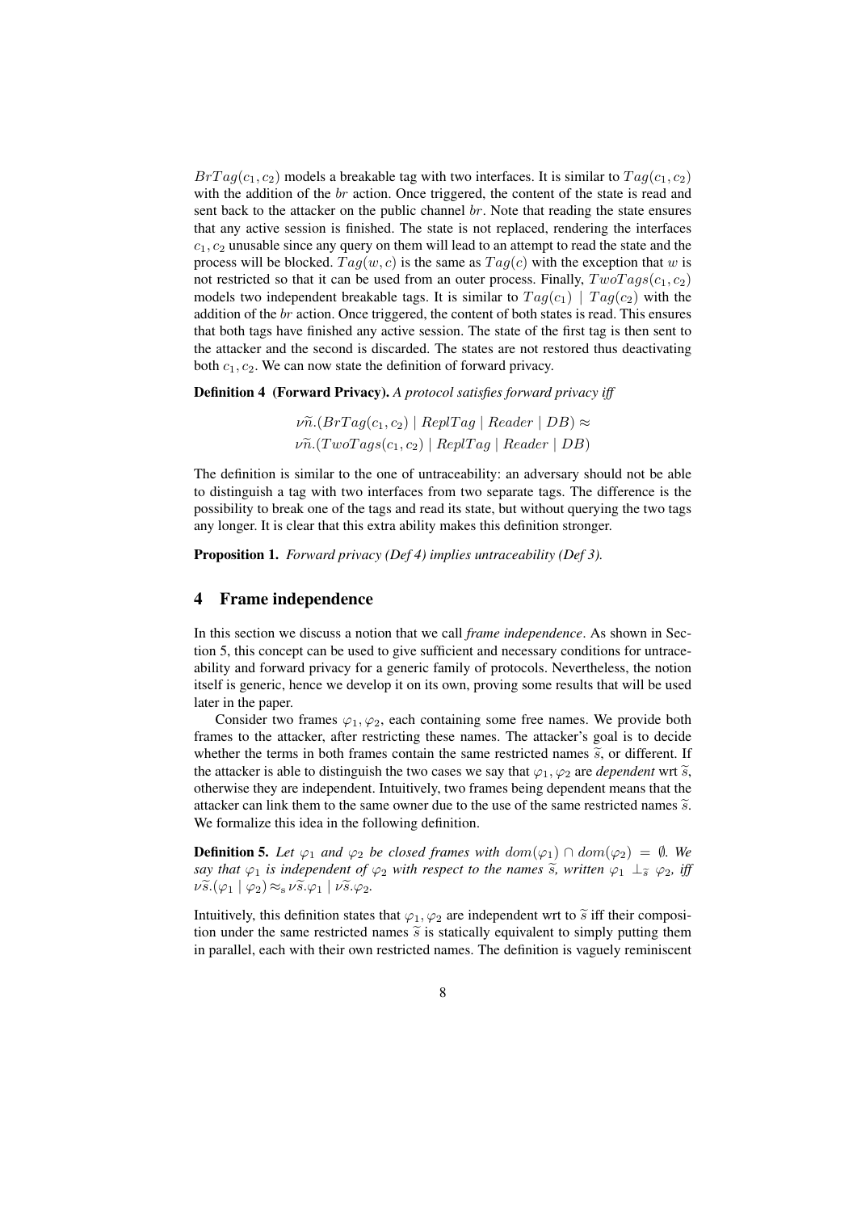$BrTag(c_1, c_2)$ models a breakable tag with two interfaces. It is similar to $Tag(c_1, c_2)$ with the addition of the $br$ action. Once triggered, the content of the state is read and sent back to the attacker on the public channel $br$. Note that reading the state ensures that any active session is finished. The state is not replaced, rendering the interfaces $c_1, c_2$ unusable since any query on them will lead to an attempt to read the state and the process will be blocked. $Tag(w, c)$ is the same as $Tag(c)$ with the exception that $w$ is not restricted so that it can be used from an outer process. Finally, $TwoTags(c_1, c_2)$ models two independent breakable tags. It is similar to $Tag(c_1) \mid Tag(c_2)$ with the addition of the $br$ action. Once triggered, the content of both states is read. This ensures that both tags have finished any active session. The state of the first tag is then sent to the attacker and the second is discarded. The states are not restored thus deactivating both $c_1, c_2$. We can now state the definition of forward privacy.

**Definition 4 (Forward Privacy).** *A protocol satisfies forward privacy iff*

$$\nu\widetilde{n}.(BrTag(c_1, c_2) \mid ReplTag \mid Reader \mid DB) \approx$$
$$\nu\widetilde{n}.(TwoTags(c_1, c_2) \mid ReplTag \mid Reader \mid DB)$$

The definition is similar to the one of untraceability: an adversary should not be able to distinguish a tag with two interfaces from two separate tags. The difference is the possibility to break one of the tags and read its state, but without querying the two tags any longer. It is clear that this extra ability makes this definition stronger.

**Proposition 1.** *Forward privacy (Def 4) implies untraceability (Def 3).*

## 4 Frame independence

In this section we discuss a notion that we call *frame independence*. As shown in Section 5, this concept can be used to give sufficient and necessary conditions for untraceability and forward privacy for a generic family of protocols. Nevertheless, the notion itself is generic, hence we develop it on its own, proving some results that will be used later in the paper.

Consider two frames $\varphi_1, \varphi_2$, each containing some free names. We provide both frames to the attacker, after restricting these names. The attacker's goal is to decide whether the terms in both frames contain the same restricted names $\widetilde{s}$, or different. If the attacker is able to distinguish the two cases we say that $\varphi_1, \varphi_2$ are *dependent* wrt $\widetilde{s}$, otherwise they are independent. Intuitively, two frames being dependent means that the attacker can link them to the same owner due to the use of the same restricted names $\widetilde{s}$. We formalize this idea in the following definition.

**Definition 5.** *Let $\varphi_1$ and $\varphi_2$ be closed frames with $dom(\varphi_1) \cap dom(\varphi_2) = \emptyset$. We say that $\varphi_1$ is independent of $\varphi_2$ with respect to the names $\widetilde{s}$, written $\varphi_1 \perp_{\widetilde{s}} \varphi_2$, iff $\nu\widetilde{s}.(\varphi_1 \mid \varphi_2) \approx_s \nu\widetilde{s}.\varphi_1 \mid \nu\widetilde{s}.\varphi_2$.*

Intuitively, this definition states that $\varphi_1, \varphi_2$ are independent wrt to $\widetilde{s}$ iff their composition under the same restricted names $\widetilde{s}$ is statically equivalent to simply putting them in parallel, each with their own restricted names. The definition is vaguely reminiscent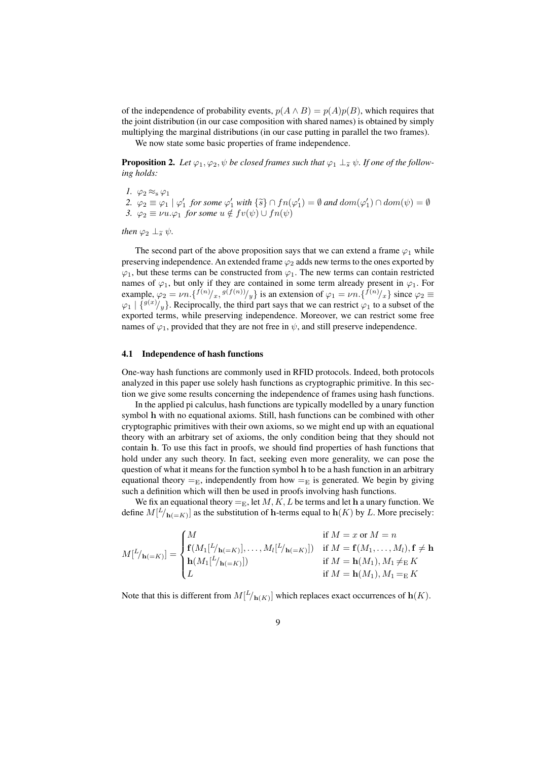of the independence of probability events, $p(A \wedge B) = p(A)p(B)$, which requires that the joint distribution (in our case composition with shared names) is obtained by simply multiplying the marginal distributions (in our case putting in parallel the two frames).

We now state some basic properties of frame independence.

**Proposition 2.** *Let $\varphi_1, \varphi_2, \psi$ be closed frames such that $\varphi_1 \perp_{\widetilde{s}} \psi$. If one of the following holds:*

1. $\varphi_2 \approx_{\mathrm{s}} \varphi_1$
2. $\varphi_2 \equiv \varphi_1 \mid \varphi_1'$ *for some* $\varphi_1'$ *with* $\{\widetilde{s}\} \cap fn(\varphi_1') = \emptyset$ *and* $dom(\varphi_1') \cap dom(\psi) = \emptyset$
3. $\varphi_2 \equiv \nu u.\varphi_1$ *for some* $u \notin fv(\psi) \cup fn(\psi)$

*then* $\varphi_2 \perp_{\widetilde{s}} \psi$.

The second part of the above proposition says that we can extend a frame $\varphi_1$ while preserving independence. An extended frame $\varphi_2$ adds new terms to the ones exported by $\varphi_1$, but these terms can be constructed from $\varphi_1$. The new terms can contain restricted names of $\varphi_1$, but only if they are contained in some term already present in $\varphi_1$. For example, $\varphi_2 = \nu n.\{^{f(n)}/_x, ^{g(f(n))}/_y\}$ is an extension of $\varphi_1 = \nu n.\{^{f(n)}/_x\}$ since $\varphi_2 \equiv \varphi_1 \mid \{^{g(x)}/_y\}$. Reciprocally, the third part says that we can restrict $\varphi_1$ to a subset of the exported terms, while preserving independence. Moreover, we can restrict some free names of $\varphi_1$, provided that they are not free in $\psi$, and still preserve independence.

### 4.1 Independence of hash functions

One-way hash functions are commonly used in RFID protocols. Indeed, both protocols analyzed in this paper use solely hash functions as cryptographic primitive. In this section we give some results concerning the independence of frames using hash functions.

In the applied pi calculus, hash functions are typically modelled by a unary function symbol $\mathbf{h}$ with no equational axioms. Still, hash functions can be combined with other cryptographic primitives with their own axioms, so we might end up with an equational theory with an arbitrary set of axioms, the only condition being that they should not contain $\mathbf{h}$. To use this fact in proofs, we should find properties of hash functions that hold under any such theory. In fact, seeking even more generality, we can pose the question of what it means for the function symbol $\mathbf{h}$ to be a hash function in an arbitrary equational theory $=_{\mathrm{E}}$, independently from how $=_{\mathrm{E}}$ is generated. We begin by giving such a definition which will then be used in proofs involving hash functions.

We fix an equational theory $=_{\mathrm{E}}$, let $M, K, L$ be terms and let $\mathbf{h}$ a unary function. We define $M[^L/_{\mathbf{h}(=K)}]$ as the substitution of $\mathbf{h}$-terms equal to $\mathbf{h}(K)$ by $L$. More precisely:

$$M[^L/_{\mathbf{h}(=K)}] = \begin{cases} M & \text{if } M = x \text{ or } M = n \\ \mathbf{f}(M_1[^L/_{\mathbf{h}(=K)}], \dots, M_l[^L/_{\mathbf{h}(=K)}]) & \text{if } M = \mathbf{f}(M_1, \dots, M_l), \mathbf{f} \neq \mathbf{h} \\ \mathbf{h}(M_1[^L/_{\mathbf{h}(=K)}]) & \text{if } M = \mathbf{h}(M_1), M_1 \neq_{\mathrm{E}} K \\ L & \text{if } M = \mathbf{h}(M_1), M_1 =_{\mathrm{E}} K \end{cases}$$

Note that this is different from $M[^L/_{\mathbf{h}(K)}]$ which replaces exact occurrences of $\mathbf{h}(K)$.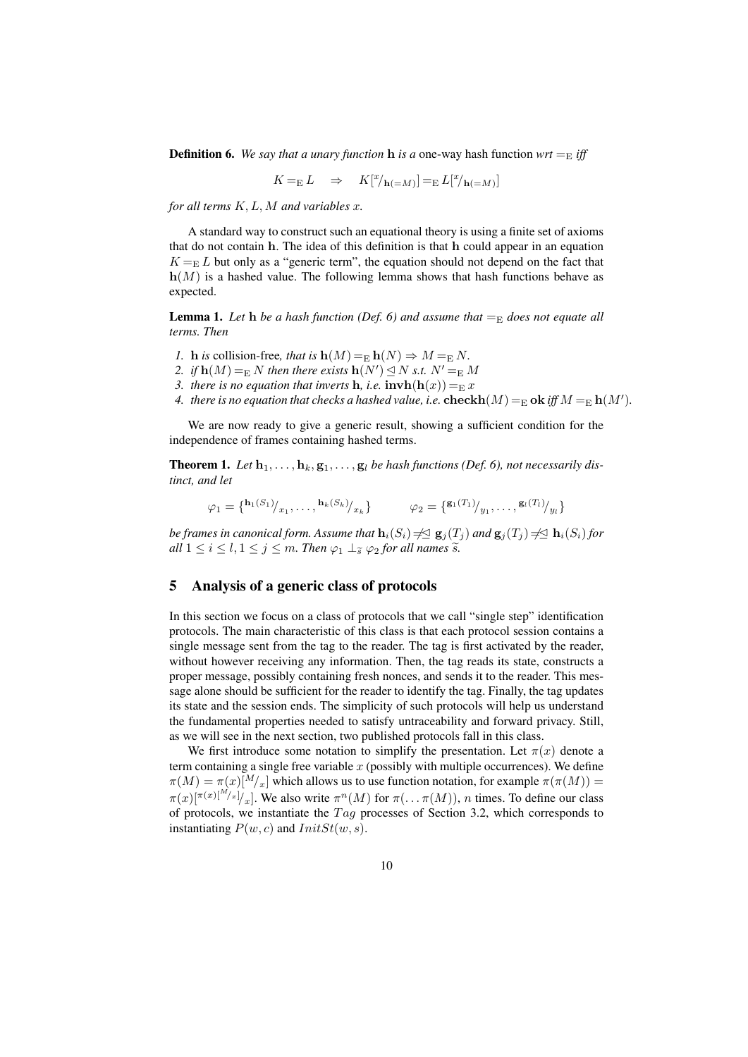**Definition 6.** *We say that a unary function* $\mathbf{h}$ *is a* one-way hash function *wrt* $=_{\mathrm{E}}$ *iff*

$$K =_{\mathrm{E}} L \quad \Rightarrow \quad K[{}^{x}/_{\mathbf{h}(=M)}] =_{\mathrm{E}} L[{}^{x}/_{\mathbf{h}(=M)}]$$

*for all terms* $K, L, M$ *and variables* $x$.

A standard way to construct such an equational theory is using a finite set of axioms that do not contain $\mathbf{h}$. The idea of this definition is that $\mathbf{h}$ could appear in an equation $K =_{\mathrm{E}} L$ but only as a "generic term", the equation should not depend on the fact that $\mathbf{h}(M)$ is a hashed value. The following lemma shows that hash functions behave as expected.

**Lemma 1.** *Let* $\mathbf{h}$ *be a hash function (Def. 6) and assume that* $=_{\mathrm{E}}$ *does not equate all terms. Then*

1. $\mathbf{h}$ *is* collision-free*, that is* $\mathbf{h}(M) =_{\mathrm{E}} \mathbf{h}(N) \Rightarrow M =_{\mathrm{E}} N$.
2. *if* $\mathbf{h}(M) =_{\mathrm{E}} N$ *then there exists* $\mathbf{h}(N') \trianglelefteq N$ *s.t.* $N' =_{\mathrm{E}} M$
3. *there is no equation that inverts* $\mathbf{h}$*, i.e.* $\mathbf{invh}(\mathbf{h}(x)) =_{\mathrm{E}} x$
4. *there is no equation that checks a hashed value, i.e.* $\mathbf{checkh}(M) =_{\mathrm{E}} \mathbf{ok}$ *iff* $M =_{\mathrm{E}} \mathbf{h}(M')$.

We are now ready to give a generic result, showing a sufficient condition for the independence of frames containing hashed terms.

**Theorem 1.** *Let* $\mathbf{h}_1, \ldots, \mathbf{h}_k, \mathbf{g}_1, \ldots, \mathbf{g}_l$ *be hash functions (Def. 6), not necessarily distinct, and let*

$$\varphi_1 = \{{}^{\mathbf{h}_1(S_1)}/_{x_1}, \ldots, {}^{\mathbf{h}_k(S_k)}/_{x_k}\} \qquad \varphi_2 = \{{}^{\mathbf{g}_1(T_1)}/_{y_1}, \ldots, {}^{\mathbf{g}_l(T_l)}/_{y_l}\}$$

*be frames in canonical form. Assume that* $\mathbf{h}_i(S_i) \not=\!\!\trianglelefteq \mathbf{g}_j(T_j)$ *and* $\mathbf{g}_j(T_j) \not=\!\!\trianglelefteq \mathbf{h}_i(S_i)$ *for all* $1 \le i \le l, 1 \le j \le m$. *Then* $\varphi_1 \perp_{\widetilde{s}} \varphi_2$ *for all names* $\widetilde{s}$.

## 5 Analysis of a generic class of protocols

In this section we focus on a class of protocols that we call "single step" identification protocols. The main characteristic of this class is that each protocol session contains a single message sent from the tag to the reader. The tag is first activated by the reader, without however receiving any information. Then, the tag reads its state, constructs a proper message, possibly containing fresh nonces, and sends it to the reader. This message alone should be sufficient for the reader to identify the tag. Finally, the tag updates its state and the session ends. The simplicity of such protocols will help us understand the fundamental properties needed to satisfy untraceability and forward privacy. Still, as we will see in the next section, two published protocols fall in this class.

We first introduce some notation to simplify the presentation. Let $\pi(x)$ denote a term containing a single free variable $x$ (possibly with multiple occurrences). We define $\pi(M) = \pi(x)[{}^{M}/_{x}]$ which allows us to use function notation, for example $\pi(\pi(M)) = \pi(x)[{}^{\pi(x)[{}^{M}/_{x}]}/_{x}]$. We also write $\pi^n(M)$ for $\pi(\ldots\pi(M))$, $n$ times. To define our class of protocols, we instantiate the $Tag$ processes of Section 3.2, which corresponds to instantiating $P(w, c)$ and $InitSt(w, s)$.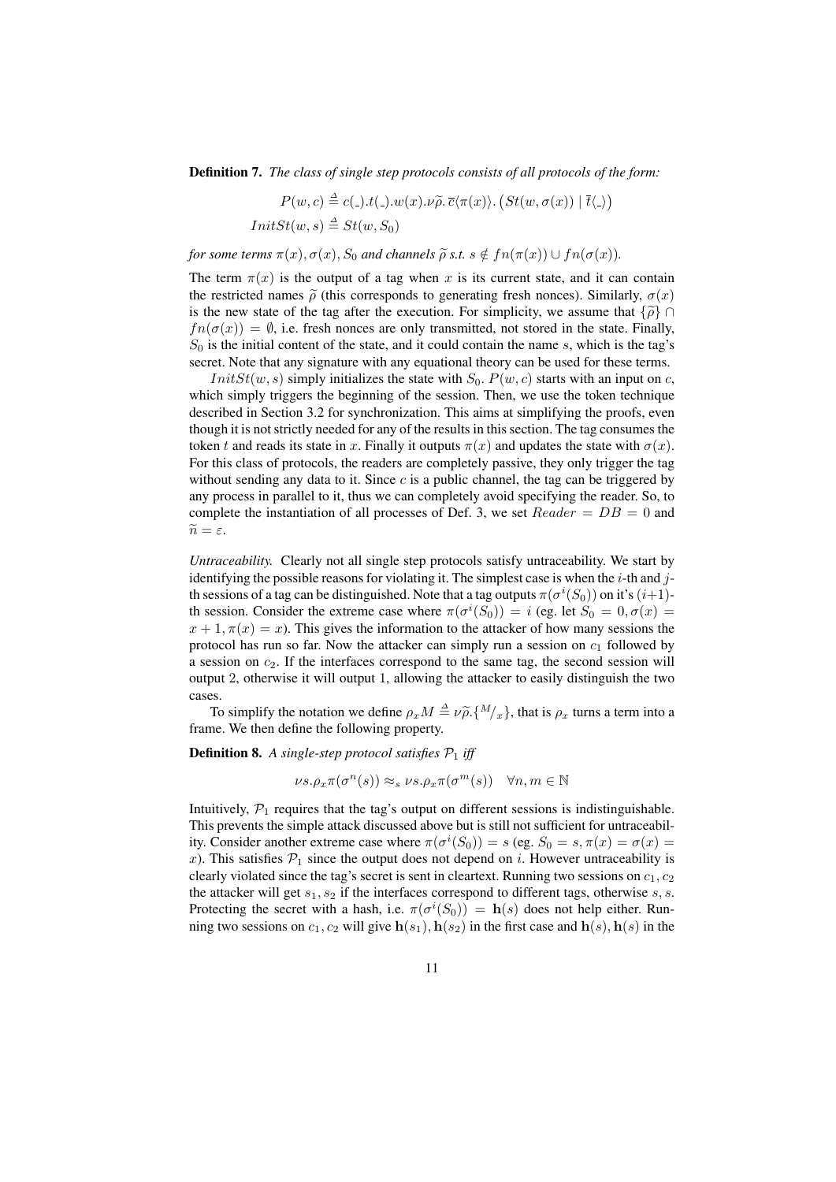**Definition 7.** *The class of single step protocols consists of all protocols of the form:*

$$P(w,c) \triangleq c(\_).t(\_).w(x).\nu\widetilde{\rho}.\,\overline{c}\langle\pi(x)\rangle.\,\big(St(w,\sigma(x)) \mid \overline{t}\langle\_\rangle\big)$$
$$InitSt(w,s) \triangleq St(w,S_0)$$

*for some terms $\pi(x), \sigma(x), S_0$ and channels $\widetilde{\rho}$ s.t. $s \notin fn(\pi(x)) \cup fn(\sigma(x))$.*

The term $\pi(x)$ is the output of a tag when $x$ is its current state, and it can contain the restricted names $\widetilde{\rho}$ (this corresponds to generating fresh nonces). Similarly, $\sigma(x)$ is the new state of the tag after the execution. For simplicity, we assume that $\{\widetilde{\rho}\} \cap fn(\sigma(x)) = \emptyset$, i.e. fresh nonces are only transmitted, not stored in the state. Finally, $S_0$ is the initial content of the state, and it could contain the name $s$, which is the tag's secret. Note that any signature with any equational theory can be used for these terms.

$InitSt(w,s)$ simply initializes the state with $S_0$. $P(w,c)$ starts with an input on $c$, which simply triggers the beginning of the session. Then, we use the token technique described in Section 3.2 for synchronization. This aims at simplifying the proofs, even though it is not strictly needed for any of the results in this section. The tag consumes the token $t$ and reads its state in $x$. Finally it outputs $\pi(x)$ and updates the state with $\sigma(x)$. For this class of protocols, the readers are completely passive, they only trigger the tag without sending any data to it. Since $c$ is a public channel, the tag can be triggered by any process in parallel to it, thus we can completely avoid specifying the reader. So, to complete the instantiation of all processes of Def. 3, we set $Reader = DB = 0$ and $\widetilde{n} = \varepsilon$.

*Untraceability.* Clearly not all single step protocols satisfy untraceability. We start by identifying the possible reasons for violating it. The simplest case is when the $i$-th and $j$-th sessions of a tag can be distinguished. Note that a tag outputs $\pi(\sigma^i(S_0))$ on it's $(i+1)$-th session. Consider the extreme case where $\pi(\sigma^i(S_0)) = i$ (eg. let $S_0 = 0, \sigma(x) = x+1, \pi(x) = x$). This gives the information to the attacker of how many sessions the protocol has run so far. Now the attacker can simply run a session on $c_1$ followed by a session on $c_2$. If the interfaces correspond to the same tag, the second session will output 2, otherwise it will output 1, allowing the attacker to easily distinguish the two cases.

To simplify the notation we define $\rho_x M \triangleq \nu\widetilde{\rho}.\{^M/_x\}$, that is $\rho_x$ turns a term into a frame. We then define the following property.

**Definition 8.** *A single-step protocol satisfies $\mathcal{P}_1$ iff*

$$\nu s.\rho_x\pi(\sigma^n(s)) \approx_s \nu s.\rho_x\pi(\sigma^m(s)) \quad \forall n,m \in \mathbb{N}$$

Intuitively, $\mathcal{P}_1$ requires that the tag's output on different sessions is indistinguishable. This prevents the simple attack discussed above but is still not sufficient for untraceability. Consider another extreme case where $\pi(\sigma^i(S_0)) = s$ (eg. $S_0 = s, \pi(x) = \sigma(x) = x$). This satisfies $\mathcal{P}_1$ since the output does not depend on $i$. However untraceability is clearly violated since the tag's secret is sent in cleartext. Running two sessions on $c_1, c_2$ the attacker will get $s_1, s_2$ if the interfaces correspond to different tags, otherwise $s, s$. Protecting the secret with a hash, i.e. $\pi(\sigma^i(S_0)) = \mathbf{h}(s)$ does not help either. Running two sessions on $c_1, c_2$ will give $\mathbf{h}(s_1), \mathbf{h}(s_2)$ in the first case and $\mathbf{h}(s), \mathbf{h}(s)$ in the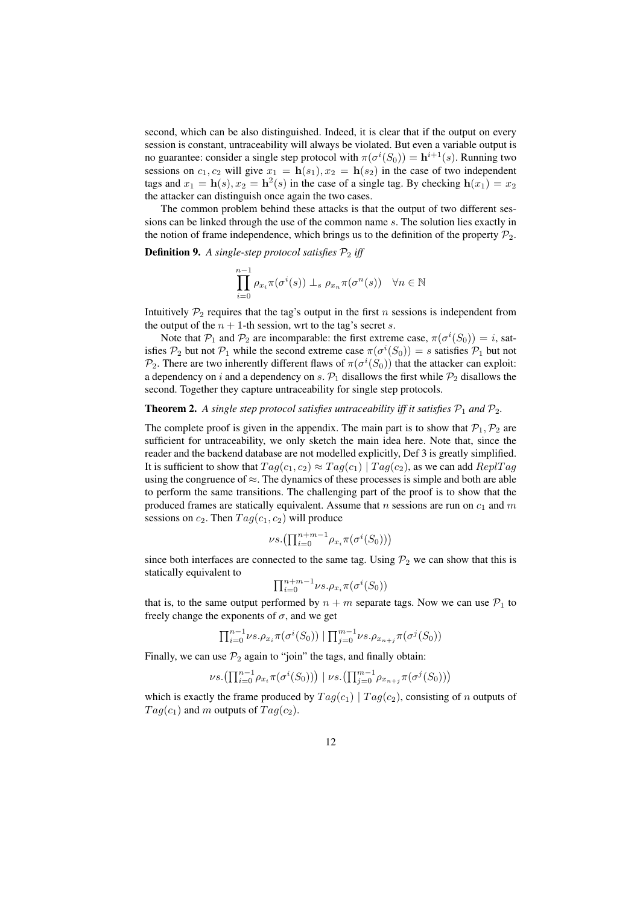second, which can be also distinguished. Indeed, it is clear that if the output on every session is constant, untraceability will always be violated. But even a variable output is no guarantee: consider a single step protocol with $\pi(\sigma^i(S_0)) = \mathbf{h}^{i+1}(s)$. Running two sessions on $c_1, c_2$ will give $x_1 = \mathbf{h}(s_1), x_2 = \mathbf{h}(s_2)$ in the case of two independent tags and $x_1 = \mathbf{h}(s), x_2 = \mathbf{h}^2(s)$ in the case of a single tag. By checking $\mathbf{h}(x_1) = x_2$ the attacker can distinguish once again the two cases.

The common problem behind these attacks is that the output of two different sessions can be linked through the use of the common name $s$. The solution lies exactly in the notion of frame independence, which brings us to the definition of the property $\mathcal{P}_2$.

**Definition 9.** *A single-step protocol satisfies $\mathcal{P}_2$ iff*

$$\prod_{i=0}^{n-1} \rho_{x_i} \pi(\sigma^i(s)) \perp_s \rho_{x_n} \pi(\sigma^n(s)) \quad \forall n \in \mathbb{N}$$

Intuitively $\mathcal{P}_2$ requires that the tag's output in the first $n$ sessions is independent from the output of the $n+1$-th session, wrt to the tag's secret $s$.

Note that $\mathcal{P}_1$ and $\mathcal{P}_2$ are incomparable: the first extreme case, $\pi(\sigma^i(S_0)) = i$, satisfies $\mathcal{P}_2$ but not $\mathcal{P}_1$ while the second extreme case $\pi(\sigma^i(S_0)) = s$ satisfies $\mathcal{P}_1$ but not $\mathcal{P}_2$. There are two inherently different flaws of $\pi(\sigma^i(S_0))$ that the attacker can exploit: a dependency on $i$ and a dependency on $s$. $\mathcal{P}_1$ disallows the first while $\mathcal{P}_2$ disallows the second. Together they capture untraceability for single step protocols.

**Theorem 2.** *A single step protocol satisfies untraceability iff it satisfies $\mathcal{P}_1$ and $\mathcal{P}_2$.*

The complete proof is given in the appendix. The main part is to show that $\mathcal{P}_1, \mathcal{P}_2$ are sufficient for untraceability, we only sketch the main idea here. Note that, since the reader and the backend database are not modelled explicitly, Def 3 is greatly simplified. It is sufficient to show that $Tag(c_1, c_2) \approx Tag(c_1) \mid Tag(c_2)$, as we can add $ReplTag$ using the congruence of $\approx$. The dynamics of these processes is simple and both are able to perform the same transitions. The challenging part of the proof is to show that the produced frames are statically equivalent. Assume that $n$ sessions are run on $c_1$ and $m$ sessions on $c_2$. Then $Tag(c_1, c_2)$ will produce

$$\nu s.\big(\textstyle\prod_{i=0}^{n+m-1} \rho_{x_i} \pi(\sigma^i(S_0))\big)$$

since both interfaces are connected to the same tag. Using $\mathcal{P}_2$ we can show that this is statically equivalent to

$$\textstyle\prod_{i=0}^{n+m-1} \nu s.\rho_{x_i} \pi(\sigma^i(S_0))$$

that is, to the same output performed by $n+m$ separate tags. Now we can use $\mathcal{P}_1$ to freely change the exponents of $\sigma$, and we get

$$\textstyle\prod_{i=0}^{n-1} \nu s.\rho_{x_i} \pi(\sigma^i(S_0)) \mid \prod_{j=0}^{m-1} \nu s.\rho_{x_{n+j}} \pi(\sigma^j(S_0))$$

Finally, we can use $\mathcal{P}_2$ again to "join" the tags, and finally obtain:

$$\nu s.\big(\textstyle\prod_{i=0}^{n-1} \rho_{x_i} \pi(\sigma^i(S_0))\big) \mid \nu s.\big(\prod_{j=0}^{m-1} \rho_{x_{n+j}} \pi(\sigma^j(S_0))\big)$$

which is exactly the frame produced by $Tag(c_1) \mid Tag(c_2)$, consisting of $n$ outputs of $Tag(c_1)$ and $m$ outputs of $Tag(c_2)$.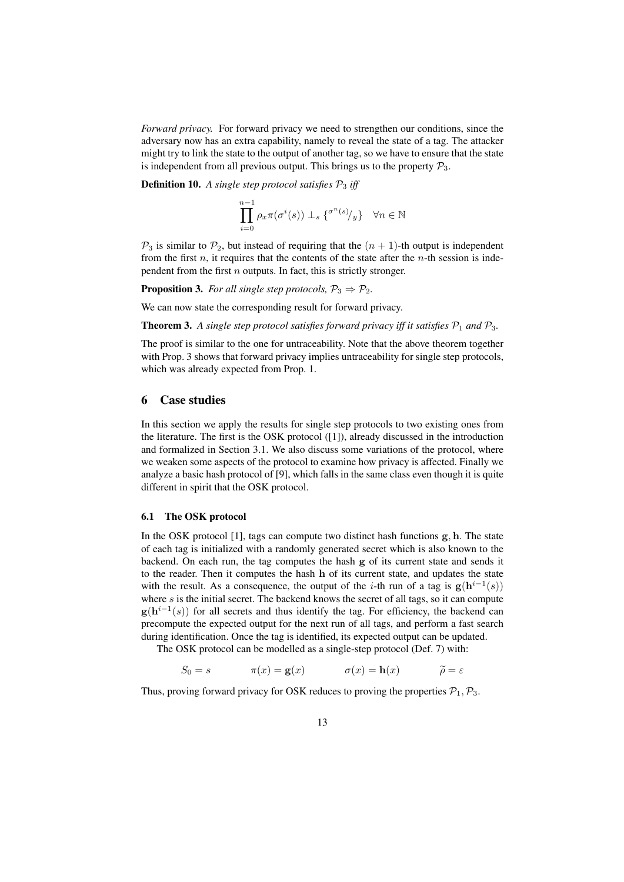*Forward privacy.* For forward privacy we need to strengthen our conditions, since the adversary now has an extra capability, namely to reveal the state of a tag. The attacker might try to link the state to the output of another tag, so we have to ensure that the state is independent from all previous output. This brings us to the property $\mathcal{P}_3$.

**Definition 10.** *A single step protocol satisfies $\mathcal{P}_3$ iff*

$$\prod_{i=0}^{n-1} \rho_x \pi(\sigma^i(s)) \perp_s \{^{\sigma^n(s)}/_y\} \quad \forall n \in \mathbb{N}$$

$\mathcal{P}_3$ is similar to $\mathcal{P}_2$, but instead of requiring that the $(n+1)$-th output is independent from the first $n$, it requires that the contents of the state after the $n$-th session is independent from the first $n$ outputs. In fact, this is strictly stronger.

**Proposition 3.** *For all single step protocols, $\mathcal{P}_3 \Rightarrow \mathcal{P}_2$.*

We can now state the corresponding result for forward privacy.

**Theorem 3.** *A single step protocol satisfies forward privacy iff it satisfies $\mathcal{P}_1$ and $\mathcal{P}_3$.*

The proof is similar to the one for untraceability. Note that the above theorem together with Prop. 3 shows that forward privacy implies untraceability for single step protocols, which was already expected from Prop. 1.

## 6 Case studies

In this section we apply the results for single step protocols to two existing ones from the literature. The first is the OSK protocol ([1]), already discussed in the introduction and formalized in Section 3.1. We also discuss some variations of the protocol, where we weaken some aspects of the protocol to examine how privacy is affected. Finally we analyze a basic hash protocol of [9], which falls in the same class even though it is quite different in spirit that the OSK protocol.

### 6.1 The OSK protocol

In the OSK protocol [1], tags can compute two distinct hash functions $\mathbf{g}, \mathbf{h}$. The state of each tag is initialized with a randomly generated secret which is also known to the backend. On each run, the tag computes the hash $\mathbf{g}$ of its current state and sends it to the reader. Then it computes the hash $\mathbf{h}$ of its current state, and updates the state with the result. As a consequence, the output of the $i$-th run of a tag is $\mathbf{g}(\mathbf{h}^{i-1}(s))$ where $s$ is the initial secret. The backend knows the secret of all tags, so it can compute $\mathbf{g}(\mathbf{h}^{i-1}(s))$ for all secrets and thus identify the tag. For efficiency, the backend can precompute the expected output for the next run of all tags, and perform a fast search during identification. Once the tag is identified, its expected output can be updated.

The OSK protocol can be modelled as a single-step protocol (Def. 7) with:

$$S_0 = s \qquad \pi(x) = \mathbf{g}(x) \qquad \sigma(x) = \mathbf{h}(x) \qquad \widetilde{\rho} = \varepsilon$$

Thus, proving forward privacy for OSK reduces to proving the properties $\mathcal{P}_1, \mathcal{P}_3$.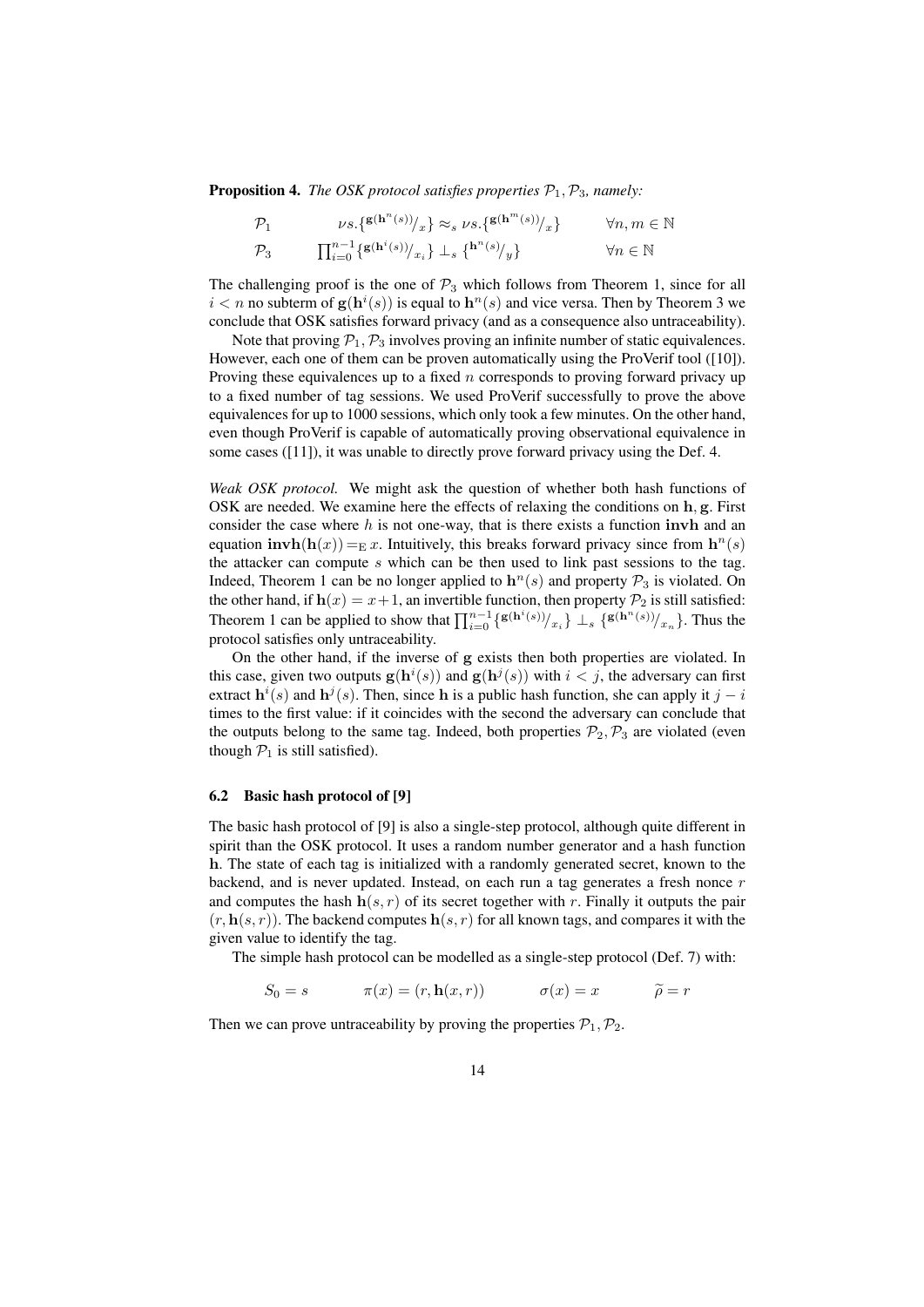**Proposition 4.** *The OSK protocol satisfies properties $\mathcal{P}_1, \mathcal{P}_3$, namely:*

$$\mathcal{P}_1 \qquad \nu s.\{^{\mathbf{g}(\mathbf{h}^n(s))}/_x\} \approx_s \nu s.\{^{\mathbf{g}(\mathbf{h}^m(s))}/_x\} \qquad \forall n, m \in \mathbb{N}$$

$$\mathcal{P}_3 \qquad \prod_{i=0}^{n-1}\{^{\mathbf{g}(\mathbf{h}^i(s))}/_{x_i}\} \perp_s \{^{\mathbf{h}^n(s)}/_y\} \qquad \forall n \in \mathbb{N}$$

The challenging proof is the one of $\mathcal{P}_3$ which follows from Theorem 1, since for all $i < n$ no subterm of $\mathbf{g}(\mathbf{h}^i(s))$ is equal to $\mathbf{h}^n(s)$ and vice versa. Then by Theorem 3 we conclude that OSK satisfies forward privacy (and as a consequence also untraceability).

Note that proving $\mathcal{P}_1, \mathcal{P}_3$ involves proving an infinite number of static equivalences. However, each one of them can be proven automatically using the ProVerif tool ([10]). Proving these equivalences up to a fixed $n$ corresponds to proving forward privacy up to a fixed number of tag sessions. We used ProVerif successfully to prove the above equivalences for up to 1000 sessions, which only took a few minutes. On the other hand, even though ProVerif is capable of automatically proving observational equivalence in some cases ([11]), it was unable to directly prove forward privacy using the Def. 4.

*Weak OSK protocol.* We might ask the question of whether both hash functions of OSK are needed. We examine here the effects of relaxing the conditions on $\mathbf{h}, \mathbf{g}$. First consider the case where $h$ is not one-way, that is there exists a function $\mathbf{invh}$ and an equation $\mathbf{invh}(\mathbf{h}(x)) =_{\mathrm{E}} x$. Intuitively, this breaks forward privacy since from $\mathbf{h}^n(s)$ the attacker can compute $s$ which can be then used to link past sessions to the tag. Indeed, Theorem 1 can be no longer applied to $\mathbf{h}^n(s)$ and property $\mathcal{P}_3$ is violated. On the other hand, if $\mathbf{h}(x) = x+1$, an invertible function, then property $\mathcal{P}_2$ is still satisfied: Theorem 1 can be applied to show that $\prod_{i=0}^{n-1}\{^{\mathbf{g}(\mathbf{h}^i(s))}/_{x_i}\} \perp_s \{^{\mathbf{g}(\mathbf{h}^n(s))}/_{x_n}\}$. Thus the protocol satisfies only untraceability.

On the other hand, if the inverse of $\mathbf{g}$ exists then both properties are violated. In this case, given two outputs $\mathbf{g}(\mathbf{h}^i(s))$ and $\mathbf{g}(\mathbf{h}^j(s))$ with $i < j$, the adversary can first extract $\mathbf{h}^i(s)$ and $\mathbf{h}^j(s)$. Then, since $\mathbf{h}$ is a public hash function, she can apply it $j - i$ times to the first value: if it coincides with the second the adversary can conclude that the outputs belong to the same tag. Indeed, both properties $\mathcal{P}_2, \mathcal{P}_3$ are violated (even though $\mathcal{P}_1$ is still satisfied).

### 6.2 Basic hash protocol of [9]

The basic hash protocol of [9] is also a single-step protocol, although quite different in spirit than the OSK protocol. It uses a random number generator and a hash function $\mathbf{h}$. The state of each tag is initialized with a randomly generated secret, known to the backend, and is never updated. Instead, on each run a tag generates a fresh nonce $r$ and computes the hash $\mathbf{h}(s, r)$ of its secret together with $r$. Finally it outputs the pair $(r, \mathbf{h}(s, r))$. The backend computes $\mathbf{h}(s, r)$ for all known tags, and compares it with the given value to identify the tag.

The simple hash protocol can be modelled as a single-step protocol (Def. 7) with:

$$S_0 = s \qquad \pi(x) = (r, \mathbf{h}(x, r)) \qquad \sigma(x) = x \qquad \widetilde{\rho} = r$$

Then we can prove untraceability by proving the properties $\mathcal{P}_1, \mathcal{P}_2$.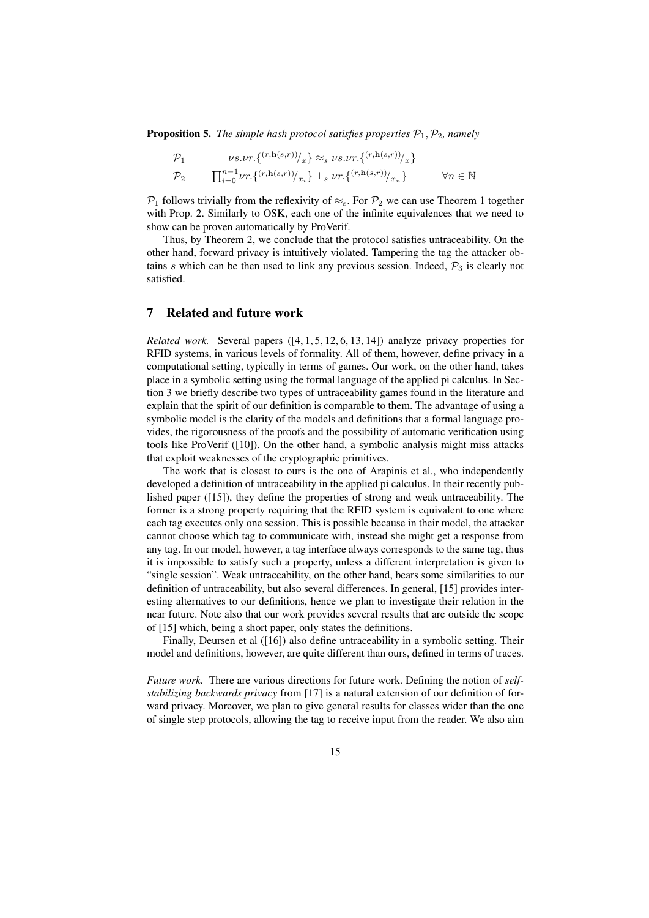**Proposition 5.** *The simple hash protocol satisfies properties $\mathcal{P}_1, \mathcal{P}_2$, namely*

$$\mathcal{P}_1 \qquad \nu s.\nu r.\{^{(r,\mathbf{h}(s,r))}/_x\} \approx_s \nu s.\nu r.\{^{(r,\mathbf{h}(s,r))}/_x\}$$

$$\mathcal{P}_2 \qquad \prod_{i=0}^{n-1} \nu r.\{^{(r,\mathbf{h}(s,r))}/_{x_i}\} \perp_s \nu r.\{^{(r,\mathbf{h}(s,r))}/_{x_n}\} \qquad \forall n \in \mathbb{N}$$

$\mathcal{P}_1$ follows trivially from the reflexivity of $\approx_s$. For $\mathcal{P}_2$ we can use Theorem 1 together with Prop. 2. Similarly to OSK, each one of the infinite equivalences that we need to show can be proven automatically by ProVerif.

Thus, by Theorem 2, we conclude that the protocol satisfies untraceability. On the other hand, forward privacy is intuitively violated. Tampering the tag the attacker obtains $s$ which can be then used to link any previous session. Indeed, $\mathcal{P}_3$ is clearly not satisfied.

## 7 Related and future work

*Related work.* Several papers ([4, 1, 5, 12, 6, 13, 14]) analyze privacy properties for RFID systems, in various levels of formality. All of them, however, define privacy in a computational setting, typically in terms of games. Our work, on the other hand, takes place in a symbolic setting using the formal language of the applied pi calculus. In Section 3 we briefly describe two types of untraceability games found in the literature and explain that the spirit of our definition is comparable to them. The advantage of using a symbolic model is the clarity of the models and definitions that a formal language provides, the rigorousness of the proofs and the possibility of automatic verification using tools like ProVerif ([10]). On the other hand, a symbolic analysis might miss attacks that exploit weaknesses of the cryptographic primitives.

The work that is closest to ours is the one of Arapinis et al., who independently developed a definition of untraceability in the applied pi calculus. In their recently published paper ([15]), they define the properties of strong and weak untraceability. The former is a strong property requiring that the RFID system is equivalent to one where each tag executes only one session. This is possible because in their model, the attacker cannot choose which tag to communicate with, instead she might get a response from any tag. In our model, however, a tag interface always corresponds to the same tag, thus it is impossible to satisfy such a property, unless a different interpretation is given to "single session". Weak untraceability, on the other hand, bears some similarities to our definition of untraceability, but also several differences. In general, [15] provides interesting alternatives to our definitions, hence we plan to investigate their relation in the near future. Note also that our work provides several results that are outside the scope of [15] which, being a short paper, only states the definitions.

Finally, Deursen et al ([16]) also define untraceability in a symbolic setting. Their model and definitions, however, are quite different than ours, defined in terms of traces.

*Future work.* There are various directions for future work. Defining the notion of *self-stabilizing backwards privacy* from [17] is a natural extension of our definition of forward privacy. Moreover, we plan to give general results for classes wider than the one of single step protocols, allowing the tag to receive input from the reader. We also aim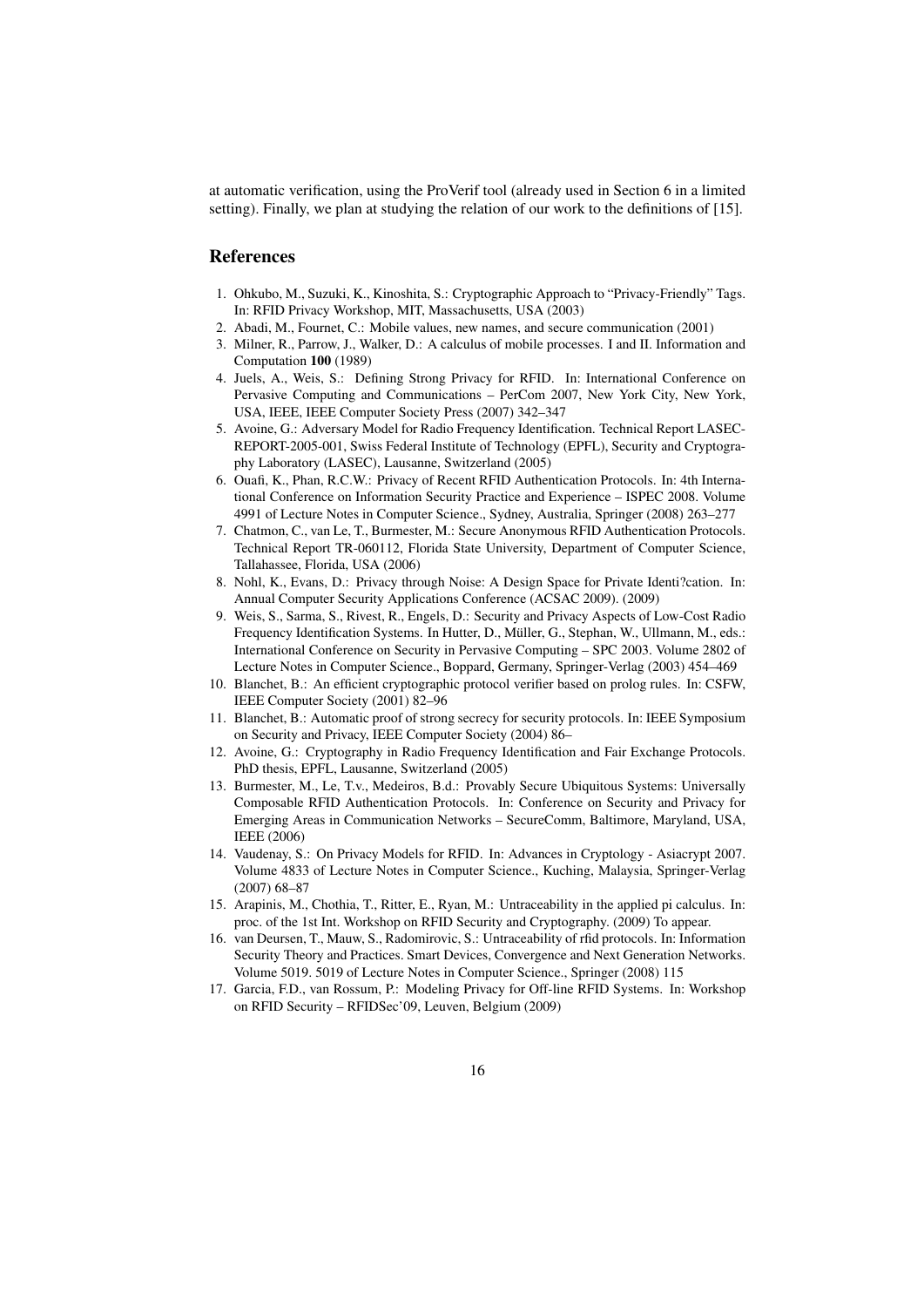at automatic verification, using the ProVerif tool (already used in Section 6 in a limited setting). Finally, we plan at studying the relation of our work to the definitions of [15].

## References

1. Ohkubo, M., Suzuki, K., Kinoshita, S.: Cryptographic Approach to "Privacy-Friendly" Tags. In: RFID Privacy Workshop, MIT, Massachusetts, USA (2003)
2. Abadi, M., Fournet, C.: Mobile values, new names, and secure communication (2001)
3. Milner, R., Parrow, J., Walker, D.: A calculus of mobile processes. I and II. Information and Computation **100** (1989)
4. Juels, A., Weis, S.: Defining Strong Privacy for RFID. In: International Conference on Pervasive Computing and Communications – PerCom 2007, New York City, New York, USA, IEEE, IEEE Computer Society Press (2007) 342–347
5. Avoine, G.: Adversary Model for Radio Frequency Identification. Technical Report LASEC-REPORT-2005-001, Swiss Federal Institute of Technology (EPFL), Security and Cryptography Laboratory (LASEC), Lausanne, Switzerland (2005)
6. Ouafi, K., Phan, R.C.W.: Privacy of Recent RFID Authentication Protocols. In: 4th International Conference on Information Security Practice and Experience – ISPEC 2008. Volume 4991 of Lecture Notes in Computer Science., Sydney, Australia, Springer (2008) 263–277
7. Chatmon, C., van Le, T., Burmester, M.: Secure Anonymous RFID Authentication Protocols. Technical Report TR-060112, Florida State University, Department of Computer Science, Tallahassee, Florida, USA (2006)
8. Nohl, K., Evans, D.: Privacy through Noise: A Design Space for Private Identi?cation. In: Annual Computer Security Applications Conference (ACSAC 2009). (2009)
9. Weis, S., Sarma, S., Rivest, R., Engels, D.: Security and Privacy Aspects of Low-Cost Radio Frequency Identification Systems. In Hutter, D., Müller, G., Stephan, W., Ullmann, M., eds.: International Conference on Security in Pervasive Computing – SPC 2003. Volume 2802 of Lecture Notes in Computer Science., Boppard, Germany, Springer-Verlag (2003) 454–469
10. Blanchet, B.: An efficient cryptographic protocol verifier based on prolog rules. In: CSFW, IEEE Computer Society (2001) 82–96
11. Blanchet, B.: Automatic proof of strong secrecy for security protocols. In: IEEE Symposium on Security and Privacy, IEEE Computer Society (2004) 86–
12. Avoine, G.: Cryptography in Radio Frequency Identification and Fair Exchange Protocols. PhD thesis, EPFL, Lausanne, Switzerland (2005)
13. Burmester, M., Le, T.v., Medeiros, B.d.: Provably Secure Ubiquitous Systems: Universally Composable RFID Authentication Protocols. In: Conference on Security and Privacy for Emerging Areas in Communication Networks – SecureComm, Baltimore, Maryland, USA, IEEE (2006)
14. Vaudenay, S.: On Privacy Models for RFID. In: Advances in Cryptology - Asiacrypt 2007. Volume 4833 of Lecture Notes in Computer Science., Kuching, Malaysia, Springer-Verlag (2007) 68–87
15. Arapinis, M., Chothia, T., Ritter, E., Ryan, M.: Untraceability in the applied pi calculus. In: proc. of the 1st Int. Workshop on RFID Security and Cryptography. (2009) To appear.
16. van Deursen, T., Mauw, S., Radomirovic, S.: Untraceability of rfid protocols. In: Information Security Theory and Practices. Smart Devices, Convergence and Next Generation Networks. Volume 5019. 5019 of Lecture Notes in Computer Science., Springer (2008) 115
17. Garcia, F.D., van Rossum, P.: Modeling Privacy for Off-line RFID Systems. In: Workshop on RFID Security – RFIDSec'09, Leuven, Belgium (2009)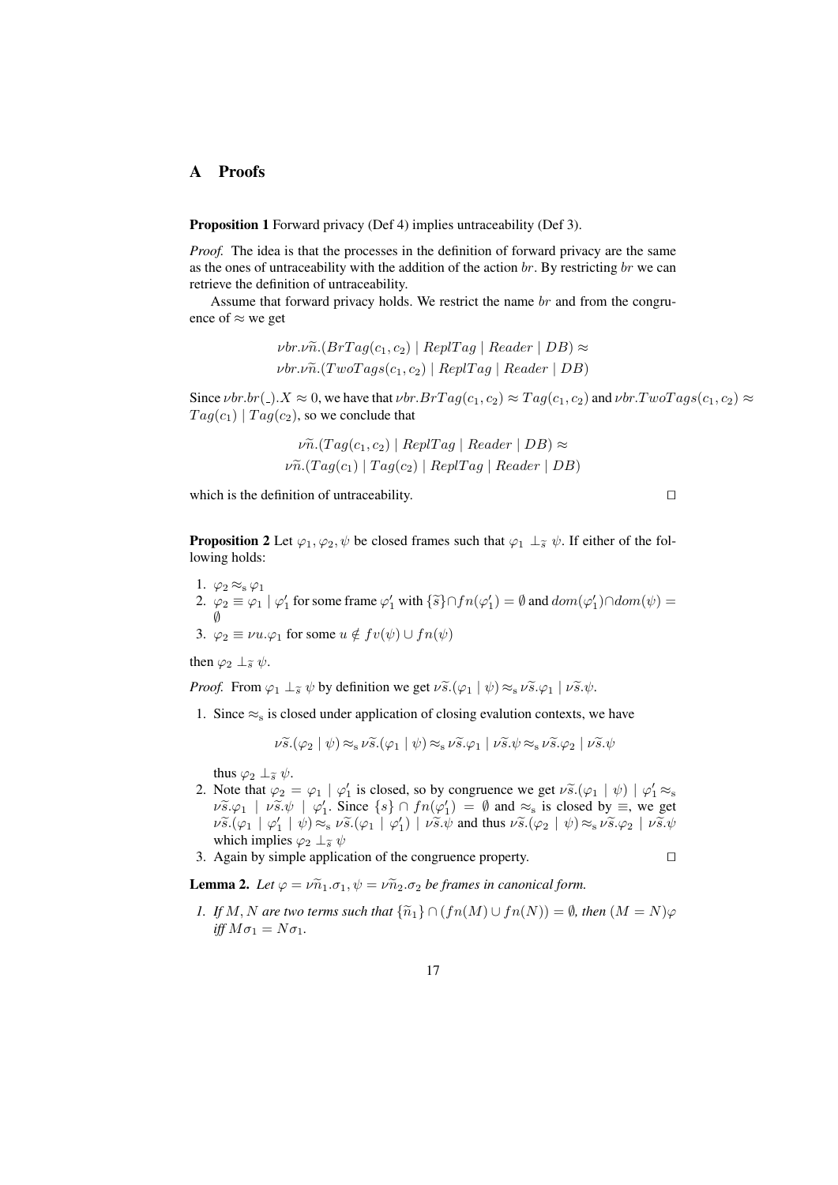## A Proofs

**Proposition 1** Forward privacy (Def 4) implies untraceability (Def 3).

*Proof.* The idea is that the processes in the definition of forward privacy are the same as the ones of untraceability with the addition of the action $br$. By restricting $br$ we can retrieve the definition of untraceability.

Assume that forward privacy holds. We restrict the name $br$ and from the congruence of $\approx$ we get

$$\nu br.\nu\widetilde{n}.(BrTag(c_1, c_2) \mid ReplTag \mid Reader \mid DB) \approx$$
$$\nu br.\nu\widetilde{n}.(TwoTags(c_1, c_2) \mid ReplTag \mid Reader \mid DB)$$

Since $\nu br.br(\_).X \approx 0$, we have that $\nu br.BrTag(c_1, c_2) \approx Tag(c_1, c_2)$ and $\nu br.TwoTags(c_1, c_2) \approx Tag(c_1) \mid Tag(c_2)$, so we conclude that

$$\nu\widetilde{n}.(Tag(c_1, c_2) \mid ReplTag \mid Reader \mid DB) \approx$$
$$\nu\widetilde{n}.(Tag(c_1) \mid Tag(c_2) \mid ReplTag \mid Reader \mid DB)$$

which is the definition of untraceability. □

**Proposition 2** Let $\varphi_1, \varphi_2, \psi$ be closed frames such that $\varphi_1 \perp_{\widetilde{s}} \psi$. If either of the following holds:

1. $\varphi_2 \approx_s \varphi_1$
2. $\varphi_2 \equiv \varphi_1 \mid \varphi_1'$ for some frame $\varphi_1'$ with $\{\widetilde{s}\} \cap fn(\varphi_1') = \emptyset$ and $dom(\varphi_1') \cap dom(\psi) = \emptyset$
3. $\varphi_2 \equiv \nu u.\varphi_1$ for some $u \notin fv(\psi) \cup fn(\psi)$

then $\varphi_2 \perp_{\widetilde{s}} \psi$.

*Proof.* From $\varphi_1 \perp_{\widetilde{s}} \psi$ by definition we get $\nu\widetilde{s}.(\varphi_1 \mid \psi) \approx_s \nu\widetilde{s}.\varphi_1 \mid \nu\widetilde{s}.\psi$.

1. Since $\approx_s$ is closed under application of closing evalution contexts, we have

$$\nu\widetilde{s}.(\varphi_2 \mid \psi) \approx_s \nu\widetilde{s}.(\varphi_1 \mid \psi) \approx_s \nu\widetilde{s}.\varphi_1 \mid \nu\widetilde{s}.\psi \approx_s \nu\widetilde{s}.\varphi_2 \mid \nu\widetilde{s}.\psi$$

   thus $\varphi_2 \perp_{\widetilde{s}} \psi$.
2. Note that $\varphi_2 = \varphi_1 \mid \varphi_1'$ is closed, so by congruence we get $\nu\widetilde{s}.(\varphi_1 \mid \psi) \mid \varphi_1' \approx_s \nu\widetilde{s}.\varphi_1 \mid \nu\widetilde{s}.\psi \mid \varphi_1'$. Since $\{s\} \cap fn(\varphi_1') = \emptyset$ and $\approx_s$ is closed by $\equiv$, we get $\nu\widetilde{s}.(\varphi_1 \mid \varphi_1' \mid \psi) \approx_s \nu\widetilde{s}.(\varphi_1 \mid \varphi_1') \mid \nu\widetilde{s}.\psi$ and thus $\nu\widetilde{s}.(\varphi_2 \mid \psi) \approx_s \nu\widetilde{s}.\varphi_2 \mid \nu\widetilde{s}.\psi$ which implies $\varphi_2 \perp_{\widetilde{s}} \psi$
3. Again by simple application of the congruence property. □

**Lemma 2.** *Let $\varphi = \nu\widetilde{n}_1.\sigma_1, \psi = \nu\widetilde{n}_2.\sigma_2$ be frames in canonical form.*

1. *If $M, N$ are two terms such that $\{\widetilde{n}_1\} \cap (fn(M) \cup fn(N)) = \emptyset$, then $(M = N)\varphi$ iff $M\sigma_1 = N\sigma_1$.*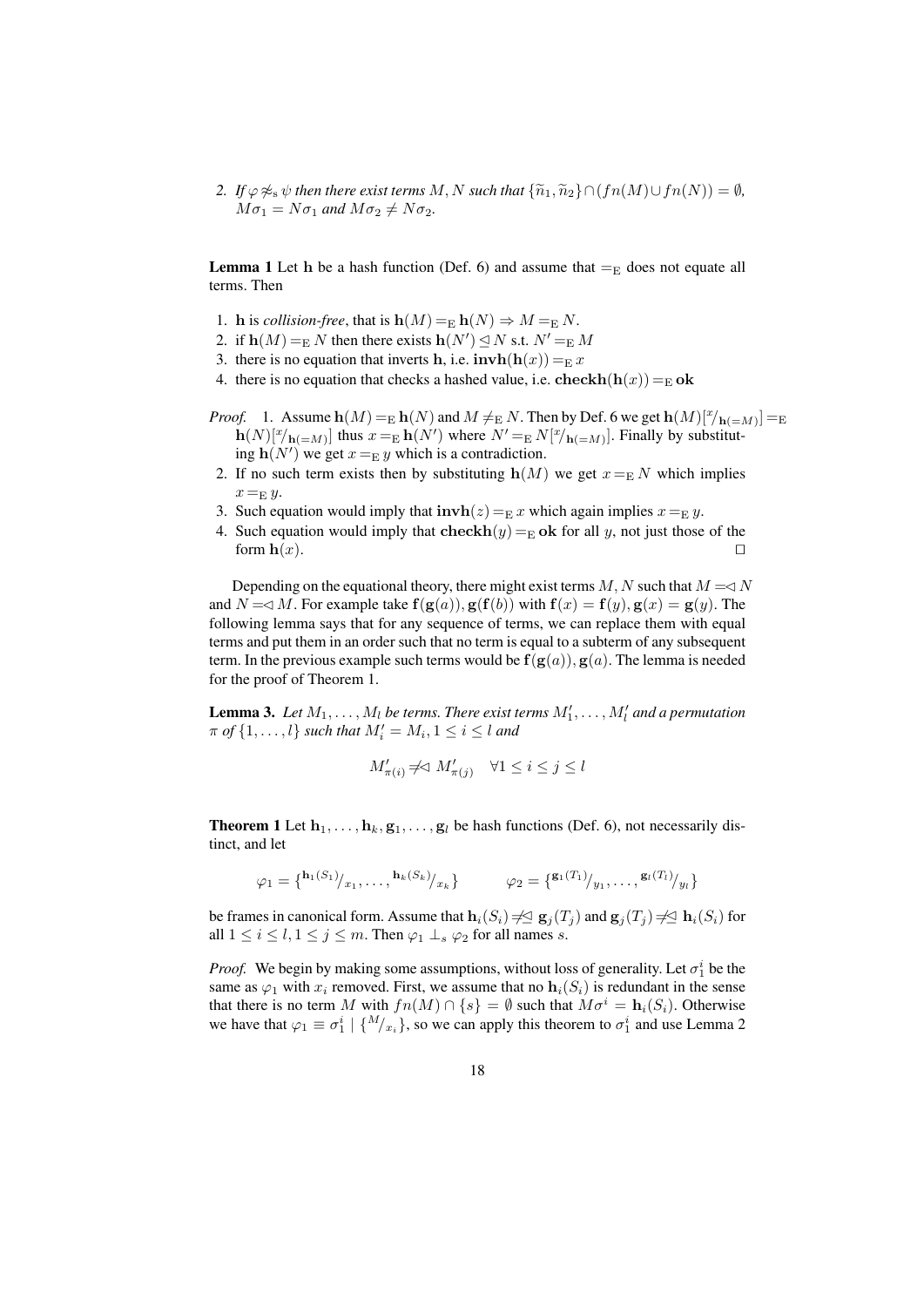2. *If $\varphi \not\approx_s \psi$ then there exist terms $M, N$ such that $\{\widetilde{n}_1, \widetilde{n}_2\} \cap (fn(M) \cup fn(N)) = \emptyset$, $M\sigma_1 = N\sigma_1$ and $M\sigma_2 \neq N\sigma_2$.*

**Lemma 1** Let $\mathbf{h}$ be a hash function (Def. 6) and assume that $=_{\mathrm{E}}$ does not equate all terms. Then

1. $\mathbf{h}$ is *collision-free*, that is $\mathbf{h}(M) =_{\mathrm{E}} \mathbf{h}(N) \Rightarrow M =_{\mathrm{E}} N$.
2. if $\mathbf{h}(M) =_{\mathrm{E}} N$ then there exists $\mathbf{h}(N') \trianglelefteq N$ s.t. $N' =_{\mathrm{E}} M$
3. there is no equation that inverts $\mathbf{h}$, i.e. $\mathbf{invh}(\mathbf{h}(x)) =_{\mathrm{E}} x$
4. there is no equation that checks a hashed value, i.e. $\mathbf{checkh}(\mathbf{h}(x)) =_{\mathrm{E}} \mathbf{ok}$

*Proof.* 1. Assume $\mathbf{h}(M) =_{\mathrm{E}} \mathbf{h}(N)$ and $M \neq_{\mathrm{E}} N$. Then by Def. 6 we get $\mathbf{h}(M)[^x/_{\mathbf{h}(=M)}] =_{\mathrm{E}} \mathbf{h}(N)[^x/_{\mathbf{h}(=M)}]$ thus $x =_{\mathrm{E}} \mathbf{h}(N')$ where $N' =_{\mathrm{E}} N[^x/_{\mathbf{h}(=M)}]$. Finally by substituting $\mathbf{h}(N')$ we get $x =_{\mathrm{E}} y$ which is a contradiction.
2. If no such term exists then by substituting $\mathbf{h}(M)$ we get $x =_{\mathrm{E}} N$ which implies $x =_{\mathrm{E}} y$.
3. Such equation would imply that $\mathbf{invh}(z) =_{\mathrm{E}} x$ which again implies $x =_{\mathrm{E}} y$.
4. Such equation would imply that $\mathbf{checkh}(y) =_{\mathrm{E}} \mathbf{ok}$ for all $y$, not just those of the form $\mathbf{h}(x)$. $\square$

Depending on the equational theory, there might exist terms $M, N$ such that $M =\!\triangleleft N$ and $N =\!\triangleleft M$. For example take $\mathbf{f}(\mathbf{g}(a)), \mathbf{g}(\mathbf{f}(b))$ with $\mathbf{f}(x) = \mathbf{f}(y), \mathbf{g}(x) = \mathbf{g}(y)$. The following lemma says that for any sequence of terms, we can replace them with equal terms and put them in an order such that no term is equal to a subterm of any subsequent term. In the previous example such terms would be $\mathbf{f}(\mathbf{g}(a)), \mathbf{g}(a)$. The lemma is needed for the proof of Theorem 1.

**Lemma 3.** *Let $M_1, \ldots, M_l$ be terms. There exist terms $M'_1, \ldots, M'_l$ and a permutation $\pi$ of $\{1, \ldots, l\}$ such that $M'_i = M_i, 1 \leq i \leq l$ and*

$$M'_{\pi(i)} \not=\!\triangleleft\, M'_{\pi(j)} \quad \forall 1 \leq i \leq j \leq l$$

**Theorem 1** Let $\mathbf{h}_1, \ldots, \mathbf{h}_k, \mathbf{g}_1, \ldots, \mathbf{g}_l$ be hash functions (Def. 6), not necessarily distinct, and let

$$\varphi_1 = \{^{\mathbf{h}_1(S_1)}/_{x_1}, \ldots, ^{\mathbf{h}_k(S_k)}/_{x_k}\} \qquad \varphi_2 = \{^{\mathbf{g}_1(T_1)}/_{y_1}, \ldots, ^{\mathbf{g}_l(T_l)}/_{y_l}\}$$

be frames in canonical form. Assume that $\mathbf{h}_i(S_i) \not=\!\trianglelefteq \mathbf{g}_j(T_j)$ and $\mathbf{g}_j(T_j) \not=\!\trianglelefteq \mathbf{h}_i(S_i)$ for all $1 \leq i \leq l, 1 \leq j \leq m$. Then $\varphi_1 \perp_s \varphi_2$ for all names $s$.

*Proof.* We begin by making some assumptions, without loss of generality. Let $\sigma_1^i$ be the same as $\varphi_1$ with $x_i$ removed. First, we assume that no $\mathbf{h}_i(S_i)$ is redundant in the sense that there is no term $M$ with $fn(M) \cap \{s\} = \emptyset$ such that $M\sigma^i = \mathbf{h}_i(S_i)$. Otherwise we have that $\varphi_1 \equiv \sigma_1^i \mid \{^M/_{x_i}\}$, so we can apply this theorem to $\sigma_1^i$ and use Lemma 2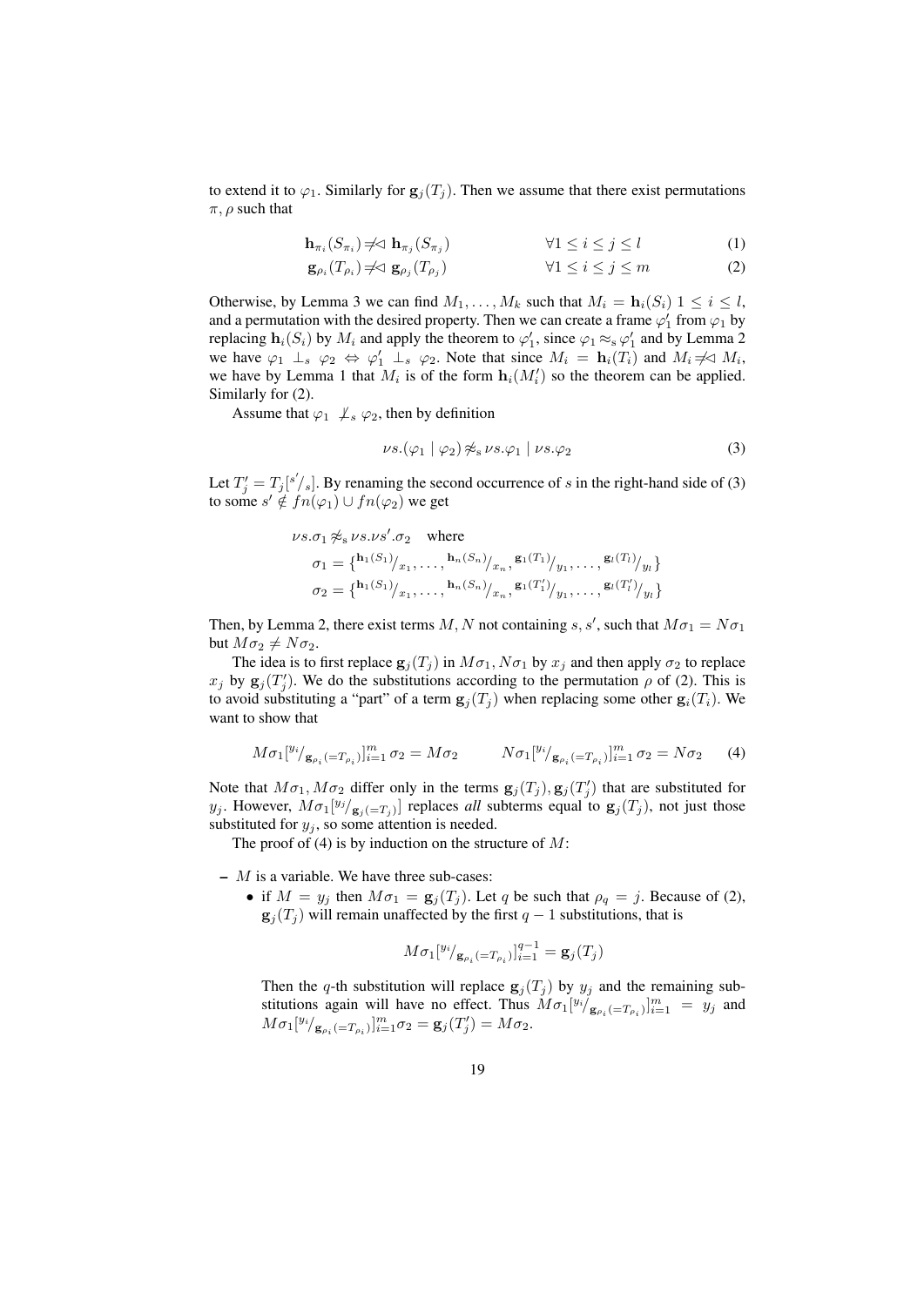to extend it to $\varphi_1$. Similarly for $\mathbf{g}_j(T_j)$. Then we assume that there exist permutations $\pi, \rho$ such that

$$\mathbf{h}_{\pi_i}(S_{\pi_i}) \not\trianglelefteq \mathbf{h}_{\pi_j}(S_{\pi_j}) \qquad \forall 1 \leq i \leq j \leq l \tag{1}$$

$$\mathbf{g}_{\rho_i}(T_{\rho_i}) \not\trianglelefteq \mathbf{g}_{\rho_j}(T_{\rho_j}) \qquad \forall 1 \leq i \leq j \leq m \tag{2}$$

Otherwise, by Lemma 3 we can find $M_1, \ldots, M_k$ such that $M_i = \mathbf{h}_i(S_i)$ $1 \leq i \leq l$, and a permutation with the desired property. Then we can create a frame $\varphi_1'$ from $\varphi_1$ by replacing $\mathbf{h}_i(S_i)$ by $M_i$ and apply the theorem to $\varphi_1'$, since $\varphi_1 \approx_s \varphi_1'$ and by Lemma 2 we have $\varphi_1 \perp_s \varphi_2 \Leftrightarrow \varphi_1' \perp_s \varphi_2$. Note that since $M_i = \mathbf{h}_i(T_i)$ and $M_i \not\trianglelefteq M_i$, we have by Lemma 1 that $M_i$ is of the form $\mathbf{h}_i(M_i')$ so the theorem can be applied. Similarly for (2).

Assume that $\varphi_1 \not\perp_s \varphi_2$, then by definition

$$\nu s.(\varphi_1 \mid \varphi_2) \not\approx_s \nu s.\varphi_1 \mid \nu s.\varphi_2 \tag{3}$$

Let $T_j' = T_j[^{s'}/_s]$. By renaming the second occurrence of $s$ in the right-hand side of (3) to some $s' \notin fn(\varphi_1) \cup fn(\varphi_2)$ we get

$$\begin{aligned}
&\nu s.\sigma_1 \not\approx_s \nu s.\nu s'.\sigma_2 \quad \text{where} \\
&\sigma_1 = \{^{\mathbf{h}_1(S_1)}/_{x_1}, \ldots, {}^{\mathbf{h}_n(S_n)}/_{x_n}, {}^{\mathbf{g}_1(T_1)}/_{y_1}, \ldots, {}^{\mathbf{g}_l(T_l)}/_{y_l}\} \\
&\sigma_2 = \{^{\mathbf{h}_1(S_1)}/_{x_1}, \ldots, {}^{\mathbf{h}_n(S_n)}/_{x_n}, {}^{\mathbf{g}_1(T_1')}/_{y_1}, \ldots, {}^{\mathbf{g}_l(T_l')}/_{y_l}\}
\end{aligned}$$

Then, by Lemma 2, there exist terms $M, N$ not containing $s, s'$, such that $M\sigma_1 = N\sigma_1$ but $M\sigma_2 \neq N\sigma_2$.

The idea is to first replace $\mathbf{g}_j(T_j)$ in $M\sigma_1, N\sigma_1$ by $x_j$ and then apply $\sigma_2$ to replace $x_j$ by $\mathbf{g}_j(T_j')$. We do the substitutions according to the permutation $\rho$ of (2). This is to avoid substituting a "part" of a term $\mathbf{g}_j(T_j)$ when replacing some other $\mathbf{g}_i(T_i)$. We want to show that

$$M\sigma_1[^{y_i}/_{\mathbf{g}_{\rho_i}(=T_{\rho_i})}]_{i=1}^m\,\sigma_2 = M\sigma_2 \qquad N\sigma_1[^{y_i}/_{\mathbf{g}_{\rho_i}(=T_{\rho_i})}]_{i=1}^m\,\sigma_2 = N\sigma_2 \tag{4}$$

Note that $M\sigma_1, M\sigma_2$ differ only in the terms $\mathbf{g}_j(T_j), \mathbf{g}_j(T_j')$ that are substituted for $y_j$. However, $M\sigma_1[^{y_j}/_{\mathbf{g}_j(=T_j)}]$ replaces *all* subterms equal to $\mathbf{g}_j(T_j)$, not just those substituted for $y_j$, so some attention is needed.

The proof of (4) is by induction on the structure of $M$:

- $M$ is a variable. We have three sub-cases:
  - if $M = y_j$ then $M\sigma_1 = \mathbf{g}_j(T_j)$. Let $q$ be such that $\rho_q = j$. Because of (2), $\mathbf{g}_j(T_j)$ will remain unaffected by the first $q-1$ substitutions, that is

    $$M\sigma_1[^{y_i}/_{\mathbf{g}_{\rho_i}(=T_{\rho_i})}]_{i=1}^{q-1} = \mathbf{g}_j(T_j)$$

    Then the $q$-th substitution will replace $\mathbf{g}_j(T_j)$ by $y_j$ and the remaining substitutions again will have no effect. Thus $M\sigma_1[^{y_i}/_{\mathbf{g}_{\rho_i}(=T_{\rho_i})}]_{i=1}^m = y_j$ and $M\sigma_1[^{y_i}/_{\mathbf{g}_{\rho_i}(=T_{\rho_i})}]_{i=1}^m\sigma_2 = \mathbf{g}_j(T_j') = M\sigma_2$.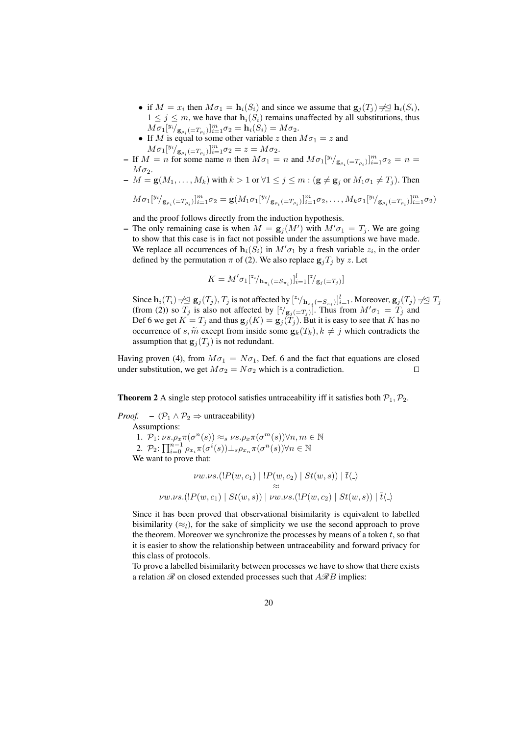- if $M = x_i$ then $M\sigma_1 = \mathbf{h}_i(S_i)$ and since we assume that $\mathbf{g}_j(T_j) \not\trianglelefteq \mathbf{h}_i(S_i)$, $1 \leq j \leq m$, we have that $\mathbf{h}_i(S_i)$ remains unaffected by all substitutions, thus $M\sigma_1[{}^{y_i}/_{\mathbf{g}_{\rho_i}(=T_{\rho_i})}]_{i=1}^m \sigma_2 = \mathbf{h}_i(S_i) = M\sigma_2$.
  - If $M$ is equal to some other variable $z$ then $M\sigma_1 = z$ and $M\sigma_1[{}^{y_i}/_{\mathbf{g}_{\rho_i}(=T_{\rho_i})}]_{i=1}^m \sigma_2 = z = M\sigma_2$.
- If $M = n$ for some name $n$ then $M\sigma_1 = n$ and $M\sigma_1[{}^{y_i}/_{\mathbf{g}_{\rho_i}(=T_{\rho_i})}]_{i=1}^m \sigma_2 = n = M\sigma_2$.
- $M = \mathbf{g}(M_1, \ldots, M_k)$ with $k > 1$ or $\forall 1 \leq j \leq m : (\mathbf{g} \neq \mathbf{g}_j$ or $M_1\sigma_1 \neq T_j)$. Then

$$M\sigma_1[{}^{y_i}/_{\mathbf{g}_{\rho_i}(=T_{\rho_i})}]_{i=1}^m \sigma_2 = \mathbf{g}(M_1\sigma_1[{}^{y_i}/_{\mathbf{g}_{\rho_i}(=T_{\rho_i})}]_{i=1}^m \sigma_2, \ldots, M_k\sigma_1[{}^{y_i}/_{\mathbf{g}_{\rho_i}(=T_{\rho_i})}]_{i=1}^m \sigma_2)$$

  and the proof follows directly from the induction hypothesis.
- The only remaining case is when $M = \mathbf{g}_j(M')$ with $M'\sigma_1 = T_j$. We are going to show that this case is in fact not possible under the assumptions we have made. We replace all occurrences of $\mathbf{h}_i(S_i)$ in $M'\sigma_1$ by a fresh variable $z_i$, in the order defined by the permutation $\pi$ of (2). We also replace $\mathbf{g}_j T_j$ by $z$. Let

$$K = M'\sigma_1[{}^{z_i}/_{\mathbf{h}_{\pi_i}(=S_{\pi_i})}]_{i=1}^l [{}^{z}/_{\mathbf{g}_j(=T_j)}]$$

  Since $\mathbf{h}_i(T_i) \not\trianglelefteq \mathbf{g}_j(T_j)$, $T_j$ is not affected by $[{}^{z_i}/_{\mathbf{h}_{\pi_i}(=S_{\pi_i})}]_{i=1}^l$. Moreover, $\mathbf{g}_j(T_j) \not\trianglelefteq T_j$ (from (2)) so $T_j$ is also not affected by $[{}^{z}/_{\mathbf{g}_j(=T_j)}]$. Thus from $M'\sigma_1 = T_j$ and Def 6 we get $K = T_j$ and thus $\mathbf{g}_j(K) = \mathbf{g}_j(T_j)$. But it is easy to see that $K$ has no occurrence of $s, \widetilde{m}$ except from inside some $\mathbf{g}_k(T_k), k \neq j$ which contradicts the assumption that $\mathbf{g}_j(T_j)$ is not redundant.

Having proven (4), from $M\sigma_1 = N\sigma_1$, Def. 6 and the fact that equations are closed under substitution, we get $M\sigma_2 = N\sigma_2$ which is a contradiction. □

**Theorem 2** A single step protocol satisfies untraceability iff it satisfies both $\mathcal{P}_1, \mathcal{P}_2$.

*Proof.*
- ($\mathcal{P}_1 \wedge \mathcal{P}_2 \Rightarrow$ untraceability)

  Assumptions:
  1. $\mathcal{P}_1$: $\nu s.\rho_x \pi(\sigma^n(s)) \approx_s \nu s.\rho_x \pi(\sigma^m(s)) \forall n, m \in \mathbb{N}$
  2. $\mathcal{P}_2$: $\prod_{i=0}^{n-1} \rho_{x_i} \pi(\sigma^i(s)) \perp_s \rho_{x_n} \pi(\sigma^n(s)) \forall n \in \mathbb{N}$

  We want to prove that:

$$\begin{gathered}\nu w.\nu s.(!P(w, c_1) \mid !P(w, c_2) \mid St(w, s)) \mid \bar{t}\langle\_\rangle \\ \approx \\ \nu w.\nu s.(!P(w, c_1) \mid St(w, s)) \mid \nu w.\nu s.(!P(w, c_2) \mid St(w, s)) \mid \bar{t}\langle\_\rangle\end{gathered}$$

  Since it has been proved that observational bisimilarity is equivalent to labelled bisimilarity ($\approx_l$), for the sake of simplicity we use the second approach to prove the theorem. Moreover we synchronize the processes by means of a token $t$, so that it is easier to show the relationship between untraceability and forward privacy for this class of protocols.

  To prove a labelled bisimilarity between processes we have to show that there exists a relation $\mathscr{R}$ on closed extended processes such that $A \mathscr{R} B$ implies: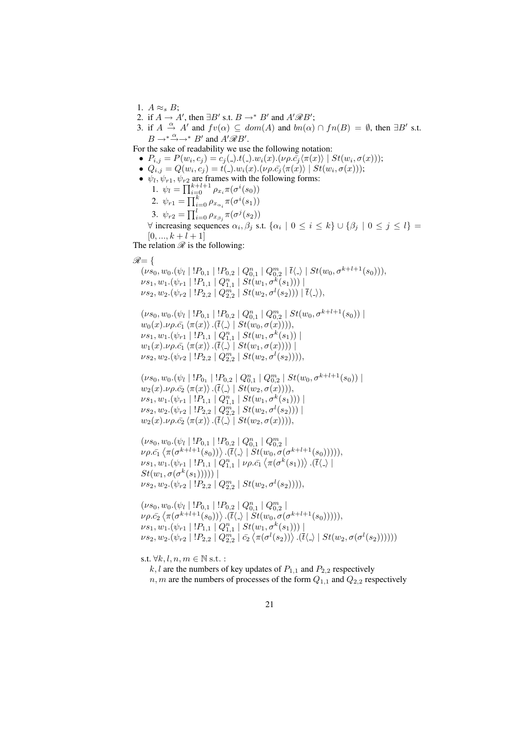1. $A \approx_s B$;
2. if $A \rightarrow A'$, then $\exists B'$ s.t. $B \rightarrow^* B'$ and $A' \mathscr{R} B'$;
3. if $A \xrightarrow{\alpha} A'$ and $fv(\alpha) \subseteq dom(A)$ and $bn(\alpha) \cap fn(B) = \emptyset$, then $\exists B'$ s.t. $B \rightarrow^* \xrightarrow{\alpha} \rightarrow^* B'$ and $A' \mathscr{R} B'$.

For the sake of readability we use the following notation:

- $P_{i,j} = P(w_i, c_j) = c_j(\_).t(\_).w_i(x).(\nu\rho.\bar{c_j}\langle\pi(x)\rangle \mid St(w_i, \sigma(x)))$;
- $Q_{i,j} = Q(w_i, c_j) = t(\_).w_i(x).(\nu\rho.\bar{c_j}\langle\pi(x)\rangle \mid St(w_i, \sigma(x)))$;
- $\psi_l, \psi_{r1}, \psi_{r2}$ are frames with the following forms:
  1. $\psi_l = \prod_{i=0}^{k+l+1} \rho_{x_i} \pi(\sigma^i(s_0))$
  2. $\psi_{r1} = \prod_{i=0}^{k} \rho_{x_{\alpha_i}} \pi(\sigma^i(s_1))$
  3. $\psi_{r2} = \prod_{i=0}^{l} \rho_{x_{\beta_j}} \pi(\sigma^j(s_2))$

  $\forall$ increasing sequences $\alpha_i, \beta_j$ s.t. $\{\alpha_i \mid 0 \leq i \leq k\} \cup \{\beta_j \mid 0 \leq j \leq l\} = [0, ..., k+l+1]$

The relation $\mathscr{R}$ is the following:

$\mathscr{R} = \{$

$(\nu s_0, w_0.(\psi_l \mid !P_{0,1} \mid !P_{0,2} \mid Q_{0,1}^n \mid Q_{0,2}^m \mid \bar{t}\langle\_\rangle \mid St(w_0, \sigma^{k+l+1}(s_0))),$
$\nu s_1, w_1.(\psi_{r1} \mid !P_{1,1} \mid Q_{1,1}^n \mid St(w_1, \sigma^k(s_1))) \mid$
$\nu s_2, w_2.(\psi_{r2} \mid !P_{2,2} \mid Q_{2,2}^m \mid St(w_2, \sigma^l(s_2))) \mid \bar{t}\langle\_\rangle),$

$(\nu s_0, w_0.(\psi_l \mid !P_{0,1} \mid !P_{0,2} \mid Q_{0,1}^n \mid Q_{0,2}^m \mid St(w_0, \sigma^{k+l+1}(s_0)) \mid$
$w_0(x).\nu\rho.\bar{c_1}\langle\pi(x)\rangle.(\bar{t}\langle\_\rangle \mid St(w_0, \sigma(x)))),$
$\nu s_1, w_1.(\psi_{r1} \mid !P_{1,1} \mid Q_{1,1}^n \mid St(w_1, \sigma^k(s_1)) \mid$
$w_1(x).\nu\rho.\bar{c_1}\langle\pi(x)\rangle.(\bar{t}\langle\_\rangle \mid St(w_1, \sigma(x)))) \mid$
$\nu s_2, w_2.(\psi_{r2} \mid !P_{2,2} \mid Q_{2,2}^m \mid St(w_2, \sigma^l(s_2)))),$

$(\nu s_0, w_0.(\psi_l \mid !P_{0_1} \mid !P_{0,2} \mid Q_{0,1}^n \mid Q_{0,2}^m \mid St(w_0, \sigma^{k+l+1}(s_0)) \mid$
$w_2(x).\nu\rho.\bar{c_2}\langle\pi(x)\rangle.(\bar{t}\langle\_\rangle \mid St(w_2, \sigma(x)))),$
$\nu s_1, w_1.(\psi_{r1} \mid !P_{1,1} \mid Q_{1,1}^n \mid St(w_1, \sigma^k(s_1))) \mid$
$\nu s_2, w_2.(\psi_{r2} \mid !P_{2,2} \mid Q_{2,2}^m \mid St(w_2, \sigma^l(s_2))) \mid$
$w_2(x).\nu\rho.\bar{c_2}\langle\pi(x)\rangle.(\bar{t}\langle\_\rangle \mid St(w_2, \sigma(x)))),$

$(\nu s_0, w_0.(\psi_l \mid !P_{0,1} \mid !P_{0,2} \mid Q_{0,1}^n \mid Q_{0,2}^m \mid$
$\nu\rho.\bar{c_1}\langle\pi(\sigma^{k+l+1}(s_0))\rangle.(\bar{t}\langle\_\rangle \mid St(w_0, \sigma(\sigma^{k+l+1}(s_0))))),$
$\nu s_1, w_1.(\psi_{r1} \mid !P_{1,1} \mid Q_{1,1}^n \mid \nu\rho.\bar{c_1}\langle\pi(\sigma^k(s_1))\rangle.(\bar{t}\langle\_\rangle \mid$
$St(w_1, \sigma(\sigma^k(s_1))))) \mid$
$\nu s_2, w_2.(\psi_{r2} \mid !P_{2,2} \mid Q_{2,2}^m \mid St(w_2, \sigma^l(s_2)))),$

$(\nu s_0, w_0.(\psi_l \mid !P_{0,1} \mid !P_{0,2} \mid Q_{0,1}^n \mid Q_{0,2}^m \mid$
$\nu\rho.\bar{c_2}\langle\pi(\sigma^{k+l+1}(s_0))\rangle.(\bar{t}\langle\_\rangle \mid St(w_0, \sigma(\sigma^{k+l+1}(s_0))))),$
$\nu s_1, w_1.(\psi_{r1} \mid !P_{1,1} \mid Q_{1,1}^n \mid St(w_1, \sigma^k(s_1))) \mid$
$\nu s_2, w_2.(\psi_{r2} \mid !P_{2,2} \mid Q_{2,2}^m \mid \bar{c_2}\langle\pi(\sigma^l(s_2))\rangle.(\bar{t}\langle\_\rangle \mid St(w_2, \sigma(\sigma^l(s_2))))))$

s.t. $\forall k, l, n, m \in \mathbb{N}$ s.t. :

$k, l$ are the numbers of key updates of $P_{1,1}$ and $P_{2,2}$ respectively

$n, m$ are the numbers of processes of the form $Q_{1,1}$ and $Q_{2,2}$ respectively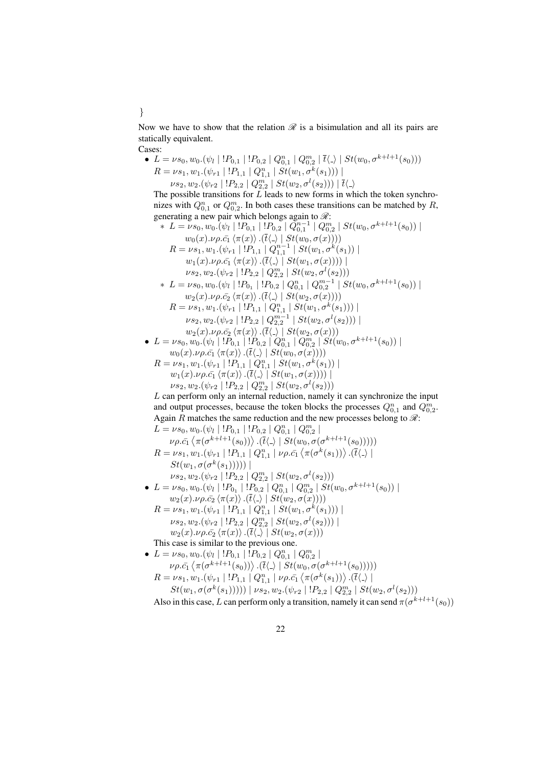}

Now we have to show that the relation $\mathscr{R}$ is a bisimulation and all its pairs are statically equivalent.

Cases:

- $L = \nu s_0, w_0.(\psi_l \mid !P_{0,1} \mid !P_{0,2} \mid Q^n_{0,1} \mid Q^m_{0,2} \mid \bar{t}\langle\_\rangle \mid St(w_0, \sigma^{k+l+1}(s_0)))$
  $R = \nu s_1, w_1.(\psi_{r1} \mid !P_{1,1} \mid Q^n_{1,1} \mid St(w_1, \sigma^k(s_1))) \mid$
  $\quad \nu s_2, w_2.(\psi_{r2} \mid !P_{2,2} \mid Q^m_{2,2} \mid St(w_2, \sigma^l(s_2))) \mid \bar{t}\langle\_\rangle$
  
  The possible transitions for $L$ leads to new forms in which the token synchronizes with $Q^n_{0,1}$ or $Q^m_{0,2}$. In both cases these transitions can be matched by $R$, generating a new pair which belongs again to $\mathscr{R}$:
  - $L = \nu s_0, w_0.(\psi_l \mid !P_{0,1} \mid !P_{0,2} \mid Q^{n-1}_{0,1} \mid Q^m_{0,2} \mid St(w_0, \sigma^{k+l+1}(s_0)) \mid$
    $\quad w_0(x).\nu\rho.\bar{c_1}\langle\pi(x)\rangle.(\bar{t}\langle\_\rangle \mid St(w_0, \sigma(x))))$
    $R = \nu s_1, w_1.(\psi_{r1} \mid !P_{1,1} \mid Q^{n-1}_{1,1} \mid St(w_1, \sigma^k(s_1)) \mid$
    $\quad w_1(x).\nu\rho.\bar{c_1}\langle\pi(x)\rangle.(\bar{t}\langle\_\rangle \mid St(w_1, \sigma(x)))) \mid$
    $\quad \nu s_2, w_2.(\psi_{r2} \mid !P_{2,2} \mid Q^m_{2,2} \mid St(w_2, \sigma^l(s_2)))$
  - $L = \nu s_0, w_0.(\psi_l \mid !P_{0_1} \mid !P_{0,2} \mid Q^n_{0,1} \mid Q^{m-1}_{0,2} \mid St(w_0, \sigma^{k+l+1}(s_0)) \mid$
    $\quad w_2(x).\nu\rho.\bar{c_2}\langle\pi(x)\rangle.(\bar{t}\langle\_\rangle \mid St(w_2, \sigma(x))))$
    $R = \nu s_1, w_1.(\psi_{r1} \mid !P_{1,1} \mid Q^n_{1,1} \mid St(w_1, \sigma^k(s_1))) \mid$
    $\quad \nu s_2, w_2.(\psi_{r2} \mid !P_{2,2} \mid Q^{m-1}_{2,2} \mid St(w_2, \sigma^l(s_2))) \mid$
    $\quad w_2(x).\nu\rho.\bar{c_2}\langle\pi(x)\rangle.(\bar{t}\langle\_\rangle \mid St(w_2, \sigma(x)))$
- $L = \nu s_0, w_0.(\psi_l \mid !P_{0,1} \mid !P_{0,2} \mid Q^n_{0,1} \mid Q^m_{0,2} \mid St(w_0, \sigma^{k+l+1}(s_0)) \mid$
  $\quad w_0(x).\nu\rho.\bar{c_1}\langle\pi(x)\rangle.(\bar{t}\langle\_\rangle \mid St(w_0, \sigma(x))))$
  $R = \nu s_1, w_1.(\psi_{r1} \mid !P_{1,1} \mid Q^n_{1,1} \mid St(w_1, \sigma^k(s_1)) \mid$
  $\quad w_1(x).\nu\rho.\bar{c_1}\langle\pi(x)\rangle.(\bar{t}\langle\_\rangle \mid St(w_1, \sigma(x)))) \mid$
  $\quad \nu s_2, w_2.(\psi_{r2} \mid !P_{2,2} \mid Q^m_{2,2} \mid St(w_2, \sigma^l(s_2)))$
  
  $L$ can perform only an internal reduction, namely it can synchronize the input and output processes, because the token blocks the processes $Q^n_{0,1}$ and $Q^m_{0,2}$. Again $R$ matches the same reduction and the new processes belong to $\mathscr{R}$:
  
  $L = \nu s_0, w_0.(\psi_l \mid !P_{0,1} \mid !P_{0,2} \mid Q^n_{0,1} \mid Q^m_{0,2} \mid$
  $\quad \nu\rho.\bar{c_1}\langle\pi(\sigma^{k+l+1}(s_0))\rangle.(\bar{t}\langle\_\rangle \mid St(w_0, \sigma(\sigma^{k+l+1}(s_0)))))$
  $R = \nu s_1, w_1.(\psi_{r1} \mid !P_{1,1} \mid Q^n_{1,1} \mid \nu\rho.\bar{c_1}\langle\pi(\sigma^k(s_1))\rangle.(\bar{t}\langle\_\rangle \mid$
  $\quad St(w_1, \sigma(\sigma^k(s_1))))) \mid$
  $\quad \nu s_2, w_2.(\psi_{r2} \mid !P_{2,2} \mid Q^m_{2,2} \mid St(w_2, \sigma^l(s_2)))$
- $L = \nu s_0, w_0.(\psi_l \mid !P_{0_1} \mid !P_{0,2} \mid Q^n_{0,1} \mid Q^m_{0,2} \mid St(w_0, \sigma^{k+l+1}(s_0)) \mid$
  $\quad w_2(x).\nu\rho.\bar{c_2}\langle\pi(x)\rangle.(\bar{t}\langle\_\rangle \mid St(w_2, \sigma(x))))$
  $R = \nu s_1, w_1.(\psi_{r1} \mid !P_{1,1} \mid Q^n_{1,1} \mid St(w_1, \sigma^k(s_1))) \mid$
  $\quad \nu s_2, w_2.(\psi_{r2} \mid !P_{2,2} \mid Q^m_{2,2} \mid St(w_2, \sigma^l(s_2))) \mid$
  $\quad w_2(x).\nu\rho.\bar{c_2}\langle\pi(x)\rangle.(\bar{t}\langle\_\rangle \mid St(w_2, \sigma(x)))$
  
  This case is similar to the previous one.
- $L = \nu s_0, w_0.(\psi_l \mid !P_{0,1} \mid !P_{0,2} \mid Q^n_{0,1} \mid Q^m_{0,2} \mid$
  $\quad \nu\rho.\bar{c_1}\langle\pi(\sigma^{k+l+1}(s_0))\rangle.(\bar{t}\langle\_\rangle \mid St(w_0, \sigma(\sigma^{k+l+1}(s_0)))))$
  $R = \nu s_1, w_1.(\psi_{r1} \mid !P_{1,1} \mid Q^n_{1,1} \mid \nu\rho.\bar{c_1}\langle\pi(\sigma^k(s_1))\rangle.(\bar{t}\langle\_\rangle \mid$
  $\quad St(w_1, \sigma(\sigma^k(s_1))))) \mid \nu s_2, w_2.(\psi_{r2} \mid !P_{2,2} \mid Q^m_{2,2} \mid St(w_2, \sigma^l(s_2)))$
  
  Also in this case, $L$ can perform only a transition, namely it can send $\pi(\sigma^{k+l+1}(s_0))$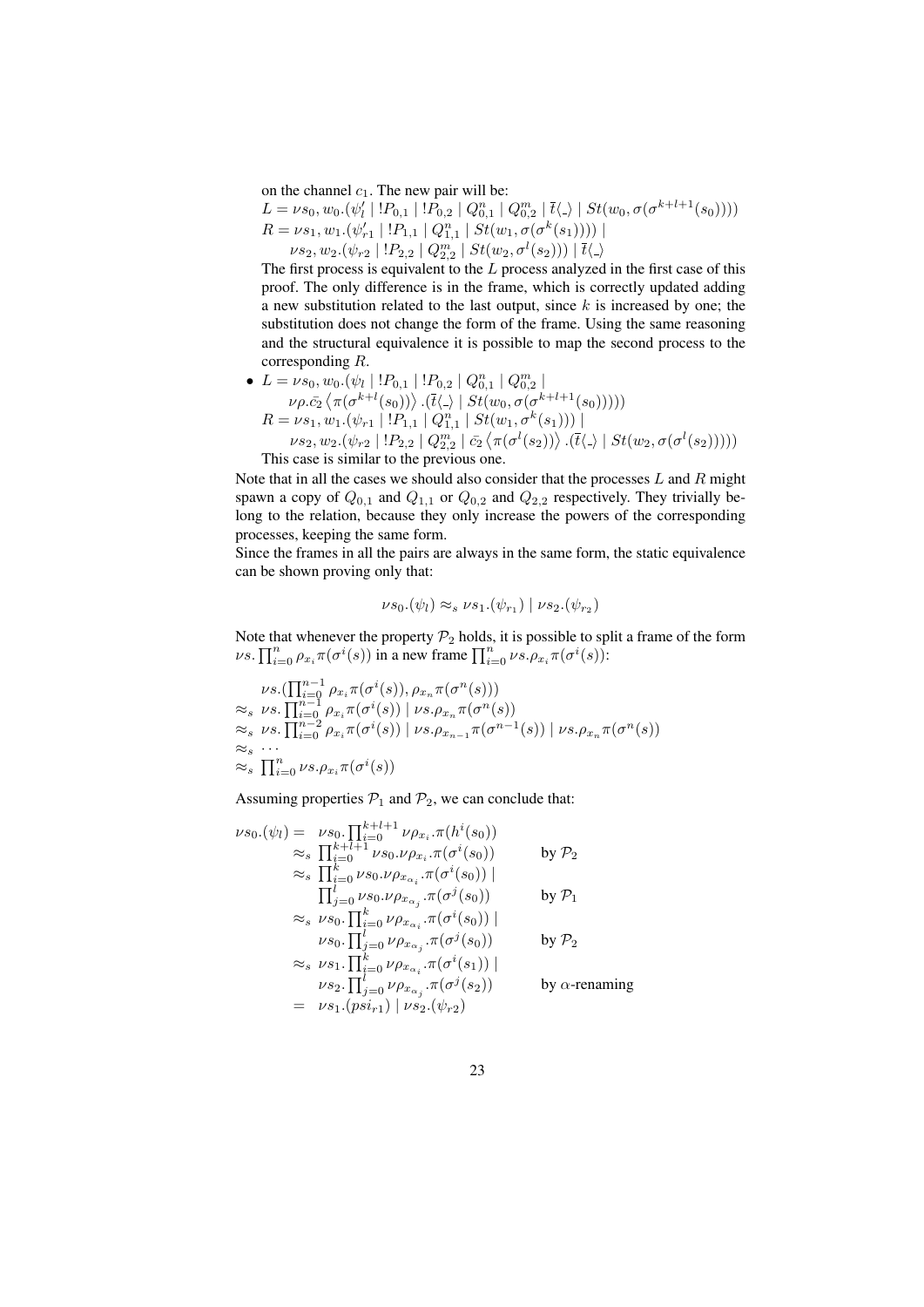on the channel $c_1$. The new pair will be:

$L = \nu s_0, w_0.(\psi_l' \mid !P_{0,1} \mid !P_{0,2} \mid Q_{0,1}^n \mid Q_{0,2}^m \mid \bar{t}\langle\_\rangle \mid St(w_0, \sigma(\sigma^{k+l+1}(s_0))))$
$R = \nu s_1, w_1.(\psi_{r1}' \mid !P_{1,1} \mid Q_{1,1}^n \mid St(w_1, \sigma(\sigma^k(s_1)))) \mid$
$\quad \nu s_2, w_2.(\psi_{r2} \mid !P_{2,2} \mid Q_{2,2}^m \mid St(w_2, \sigma^l(s_2))) \mid \bar{t}\langle\_\rangle$

The first process is equivalent to the $L$ process analyzed in the first case of this proof. The only difference is in the frame, which is correctly updated adding a new substitution related to the last output, since $k$ is increased by one; the substitution does not change the form of the frame. Using the same reasoning and the structural equivalence it is possible to map the second process to the corresponding $R$.

- $L = \nu s_0, w_0.(\psi_l \mid !P_{0,1} \mid !P_{0,2} \mid Q_{0,1}^n \mid Q_{0,2}^m \mid$
$\quad \nu\rho.\bar{c_2}\left\langle \pi(\sigma^{k+l}(s_0))\right\rangle.(\bar{t}\langle\_\rangle \mid St(w_0, \sigma(\sigma^{k+l+1}(s_0)))))$
$R = \nu s_1, w_1.(\psi_{r1} \mid !P_{1,1} \mid Q_{1,1}^n \mid St(w_1, \sigma^k(s_1))) \mid$
$\quad \nu s_2, w_2.(\psi_{r2} \mid !P_{2,2} \mid Q_{2,2}^m \mid \bar{c_2}\left\langle \pi(\sigma^l(s_2))\right\rangle.(\bar{t}\langle\_\rangle \mid St(w_2, \sigma(\sigma^l(s_2)))))$
This case is similar to the previous one.

Note that in all the cases we should also consider that the processes $L$ and $R$ might spawn a copy of $Q_{0,1}$ and $Q_{1,1}$ or $Q_{0,2}$ and $Q_{2,2}$ respectively. They trivially belong to the relation, because they only increase the powers of the corresponding processes, keeping the same form.

Since the frames in all the pairs are always in the same form, the static equivalence can be shown proving only that:

$$\nu s_0.(\psi_l) \approx_s \nu s_1.(\psi_{r_1}) \mid \nu s_2.(\psi_{r_2})$$

Note that whenever the property $\mathcal{P}_2$ holds, it is possible to split a frame of the form $\nu s.\prod_{i=0}^n \rho_{x_i}\pi(\sigma^i(s))$ in a new frame $\prod_{i=0}^n \nu s.\rho_{x_i}\pi(\sigma^i(s))$:

$$\begin{aligned}
&\nu s.(\textstyle\prod_{i=0}^{n-1} \rho_{x_i}\pi(\sigma^i(s)), \rho_{x_n}\pi(\sigma^n(s))) \\
\approx_s\ &\nu s.\textstyle\prod_{i=0}^{n-1} \rho_{x_i}\pi(\sigma^i(s)) \mid \nu s.\rho_{x_n}\pi(\sigma^n(s)) \\
\approx_s\ &\nu s.\textstyle\prod_{i=0}^{n-2} \rho_{x_i}\pi(\sigma^i(s)) \mid \nu s.\rho_{x_{n-1}}\pi(\sigma^{n-1}(s)) \mid \nu s.\rho_{x_n}\pi(\sigma^n(s)) \\
\approx_s\ &\cdots \\
\approx_s\ &\textstyle\prod_{i=0}^{n} \nu s.\rho_{x_i}\pi(\sigma^i(s))
\end{aligned}$$

Assuming properties $\mathcal{P}_1$ and $\mathcal{P}_2$, we can conclude that:

$$\begin{aligned}
\nu s_0.(\psi_l) =\ &\nu s_0.\textstyle\prod_{i=0}^{k+l+1} \nu\rho_{x_i}.\pi(h^i(s_0)) && \\
\approx_s\ &\textstyle\prod_{i=0}^{k+l+1} \nu s_0.\nu\rho_{x_i}.\pi(\sigma^i(s_0)) && \text{by } \mathcal{P}_2 \\
\approx_s\ &\textstyle\prod_{i=0}^{k} \nu s_0.\nu\rho_{x_{\alpha_i}}.\pi(\sigma^i(s_0)) \mid && \\
&\textstyle\prod_{j=0}^{l} \nu s_0.\nu\rho_{x_{\alpha_j}}.\pi(\sigma^j(s_0)) && \text{by } \mathcal{P}_1 \\
\approx_s\ &\nu s_0.\textstyle\prod_{i=0}^{k} \nu\rho_{x_{\alpha_i}}.\pi(\sigma^i(s_0)) \mid && \\
&\nu s_0.\textstyle\prod_{j=0}^{l} \nu\rho_{x_{\alpha_j}}.\pi(\sigma^j(s_0)) && \text{by } \mathcal{P}_2 \\
\approx_s\ &\nu s_1.\textstyle\prod_{i=0}^{k} \nu\rho_{x_{\alpha_i}}.\pi(\sigma^i(s_1)) \mid && \\
&\nu s_2.\textstyle\prod_{j=0}^{l} \nu\rho_{x_{\alpha_j}}.\pi(\sigma^j(s_2)) && \text{by } \alpha\text{-renaming} \\
=\ &\nu s_1.(psi_{r1}) \mid \nu s_2.(\psi_{r2}) &&
\end{aligned}$$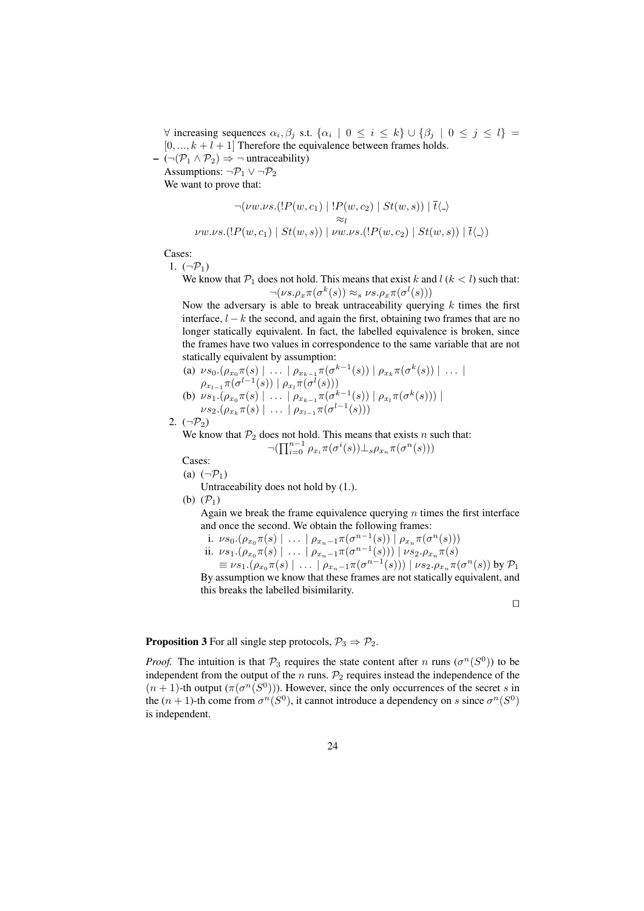$\forall$ increasing sequences $\alpha_i, \beta_j$ s.t. $\{\alpha_i \mid 0 \leq i \leq k\} \cup \{\beta_j \mid 0 \leq j \leq l\} = [0, ..., k+l+1]$ Therefore the equivalence between frames holds.

– $(\neg(\mathcal{P}_1 \wedge \mathcal{P}_2) \Rightarrow \neg$ untraceability)

Assumptions: $\neg\mathcal{P}_1 \vee \neg\mathcal{P}_2$

We want to prove that:

$$\neg(\nu w.\nu s.(!P(w,c_1) \mid !P(w,c_2) \mid St(w,s)) \mid \bar{t}\langle\_\rangle$$
$$\approx_l$$
$$\nu w.\nu s.(!P(w,c_1) \mid St(w,s)) \mid \nu w.\nu s.(!P(w,c_2) \mid St(w,s)) \mid \bar{t}\langle\_\rangle)$$

Cases:

1. $(\neg\mathcal{P}_1)$

   We know that $\mathcal{P}_1$ does not hold. This means that exist $k$ and $l$ ($k < l$) such that:
   $$\neg(\nu s.\rho_x \pi(\sigma^k(s)) \approx_s \nu s.\rho_x \pi(\sigma^l(s)))$$
   Now the adversary is able to break untraceability querying $k$ times the first interface, $l - k$ the second, and again the first, obtaining two frames that are no longer statically equivalent. In fact, the labelled equivalence is broken, since the frames have two values in correspondence to the same variable that are not statically equivalent by assumption:

   (a) $\nu s_0.(\rho_{x_0}\pi(s) \mid \ldots \mid \rho_{x_{k-1}}\pi(\sigma^{k-1}(s)) \mid \rho_{x_k}\pi(\sigma^k(s)) \mid \ldots \mid \rho_{x_{l-1}}\pi(\sigma^{l-1}(s)) \mid \rho_{x_l}\pi(\sigma^l(s)))$

   (b) $\nu s_1.(\rho_{x_0}\pi(s) \mid \ldots \mid \rho_{x_{k-1}}\pi(\sigma^{k-1}(s)) \mid \rho_{x_l}\pi(\sigma^k(s))) \mid \nu s_2.(\rho_{x_k}\pi(s) \mid \ldots \mid \rho_{x_{l-1}}\pi(\sigma^{l-1}(s)))$

2. $(\neg\mathcal{P}_2)$

   We know that $\mathcal{P}_2$ does not hold. This means that exists $n$ such that:
   $$\neg(\textstyle\prod_{i=0}^{n-1} \rho_{x_i}\pi(\sigma^i(s)) \bot_s \rho_{x_n}\pi(\sigma^n(s)))$$
   Cases:

   (a) $(\neg\mathcal{P}_1)$

   Untraceability does not hold by (1.).

   (b) $(\mathcal{P}_1)$

   Again we break the frame equivalence querying $n$ times the first interface and once the second. We obtain the following frames:

   i. $\nu s_0.(\rho_{x_0}\pi(s) \mid \ldots \mid \rho_{x_n - 1}\pi(\sigma^{n-1}(s)) \mid \rho_{x_n}\pi(\sigma^n(s)))$

   ii. $\nu s_1.(\rho_{x_0}\pi(s) \mid \ldots \mid \rho_{x_n - 1}\pi(\sigma^{n-1}(s))) \mid \nu s_2.\rho_{x_n}\pi(s)$
   $\equiv \nu s_1.(\rho_{x_0}\pi(s) \mid \ldots \mid \rho_{x_n-1}\pi(\sigma^{n-1}(s))) \mid \nu s_2.\rho_{x_n}\pi(\sigma^n(s))$ by $\mathcal{P}_1$

   By assumption we know that these frames are not statically equivalent, and this breaks the labelled bisimilarity.

□

**Proposition 3** For all single step protocols, $\mathcal{P}_3 \Rightarrow \mathcal{P}_2$.

*Proof.* The intuition is that $\mathcal{P}_3$ requires the state content after $n$ runs ($\sigma^n(S^0)$) to be independent from the output of the $n$ runs. $\mathcal{P}_2$ requires instead the independence of the $(n+1)$-th output ($\pi(\sigma^n(S^0))$). However, since the only occurrences of the secret $s$ in the $(n+1)$-th come from $\sigma^n(S^0)$, it cannot introduce a dependency on $s$ since $\sigma^n(S^0)$ is independent.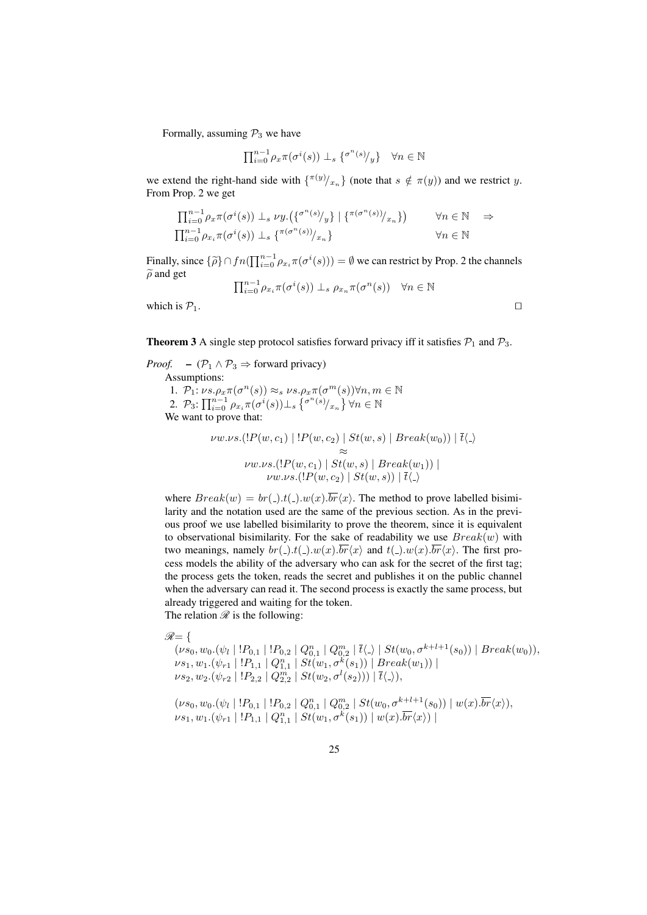Formally, assuming $\mathcal{P}_3$ we have

$$\prod_{i=0}^{n-1} \rho_x \pi(\sigma^i(s)) \perp_s \{^{\sigma^n(s)}/_y\} \quad \forall n \in \mathbb{N}$$

we extend the right-hand side with $\{^{\pi(y)}/_{x_n}\}$ (note that $s \notin \pi(y)$) and we restrict $y$. From Prop. 2 we get

$$\begin{array}{ll} \prod_{i=0}^{n-1} \rho_x \pi(\sigma^i(s)) \perp_s \nu y.\big(\{^{\sigma^n(s)}/_y\} \mid \{^{\pi(\sigma^n(s))}/_{x_n}\}\big) & \forall n \in \mathbb{N} \quad \Rightarrow \\ \prod_{i=0}^{n-1} \rho_{x_i} \pi(\sigma^i(s)) \perp_s \{^{\pi(\sigma^n(s))}/_{x_n}\} & \forall n \in \mathbb{N} \end{array}$$

Finally, since $\{\widetilde{\rho}\} \cap fn(\prod_{i=0}^{n-1} \rho_{x_i} \pi(\sigma^i(s))) = \emptyset$ we can restrict by Prop. 2 the channels $\widetilde{\rho}$ and get

$$\prod_{i=0}^{n-1} \rho_{x_i} \pi(\sigma^i(s)) \perp_s \rho_{x_n} \pi(\sigma^n(s)) \quad \forall n \in \mathbb{N}$$

which is $\mathcal{P}_1$. $\square$

**Theorem 3** A single step protocol satisfies forward privacy iff it satisfies $\mathcal{P}_1$ and $\mathcal{P}_3$.

*Proof.* – ($\mathcal{P}_1 \wedge \mathcal{P}_3 \Rightarrow$ forward privacy)

Assumptions:

1. $\mathcal{P}_1$: $\nu s.\rho_x \pi(\sigma^n(s)) \approx_s \nu s.\rho_x \pi(\sigma^m(s)) \forall n, m \in \mathbb{N}$
2. $\mathcal{P}_3$: $\prod_{i=0}^{n-1} \rho_{x_i} \pi(\sigma^i(s)) \perp_s \{^{\sigma^n(s)}/_{x_n}\} \, \forall n \in \mathbb{N}$

We want to prove that:

$$\begin{array}{c} \nu w.\nu s.(!P(w, c_1) \mid !P(w, c_2) \mid St(w, s) \mid Break(w_0)) \mid \overline{t}\langle\_\rangle \\ \approx \\ \nu w.\nu s.(!P(w, c_1) \mid St(w, s) \mid Break(w_1)) \mid \\ \nu w.\nu s.(!P(w, c_2) \mid St(w, s)) \mid \overline{t}\langle\_\rangle \end{array}$$

where $Break(w) = br(\_).t(\_).w(x).\overline{br}\langle x\rangle$. The method to prove labelled bisimilarity and the notation used are the same of the previous section. As in the previous proof we use labelled bisimilarity to prove the theorem, since it is equivalent to observational bisimilarity. For the sake of readability we use $Break(w)$ with two meanings, namely $br(\_).t(\_).w(x).\overline{br}\langle x\rangle$ and $t(\_).w(x).\overline{br}\langle x\rangle$. The first process models the ability of the adversary who can ask for the secret of the first tag; the process gets the token, reads the secret and publishes it on the public channel when the adversary can read it. The second process is exactly the same process, but already triggered and waiting for the token.

The relation $\mathscr{R}$ is the following:

$$\begin{array}{l} \mathscr{R} = \{ \\ \quad (\nu s_0, w_0.(\psi_l \mid !P_{0,1} \mid !P_{0,2} \mid Q^n_{0,1} \mid Q^m_{0,2} \mid \overline{t}\langle\_\rangle \mid St(w_0, \sigma^{k+l+1}(s_0)) \mid Break(w_0)), \\ \quad \nu s_1, w_1.(\psi_{r1} \mid !P_{1,1} \mid Q^n_{1,1} \mid St(w_1, \sigma^k(s_1)) \mid Break(w_1)) \mid \\ \quad \nu s_2, w_2.(\psi_{r2} \mid !P_{2,2} \mid Q^m_{2,2} \mid St(w_2, \sigma^l(s_2))) \mid \overline{t}\langle\_\rangle), \\ \\ \quad (\nu s_0, w_0.(\psi_l \mid !P_{0,1} \mid !P_{0,2} \mid Q^n_{0,1} \mid Q^m_{0,2} \mid St(w_0, \sigma^{k+l+1}(s_0)) \mid w(x).\overline{br}\langle x\rangle), \\ \quad \nu s_1, w_1.(\psi_{r1} \mid !P_{1,1} \mid Q^n_{1,1} \mid St(w_1, \sigma^k(s_1)) \mid w(x).\overline{br}\langle x\rangle) \mid \end{array}$$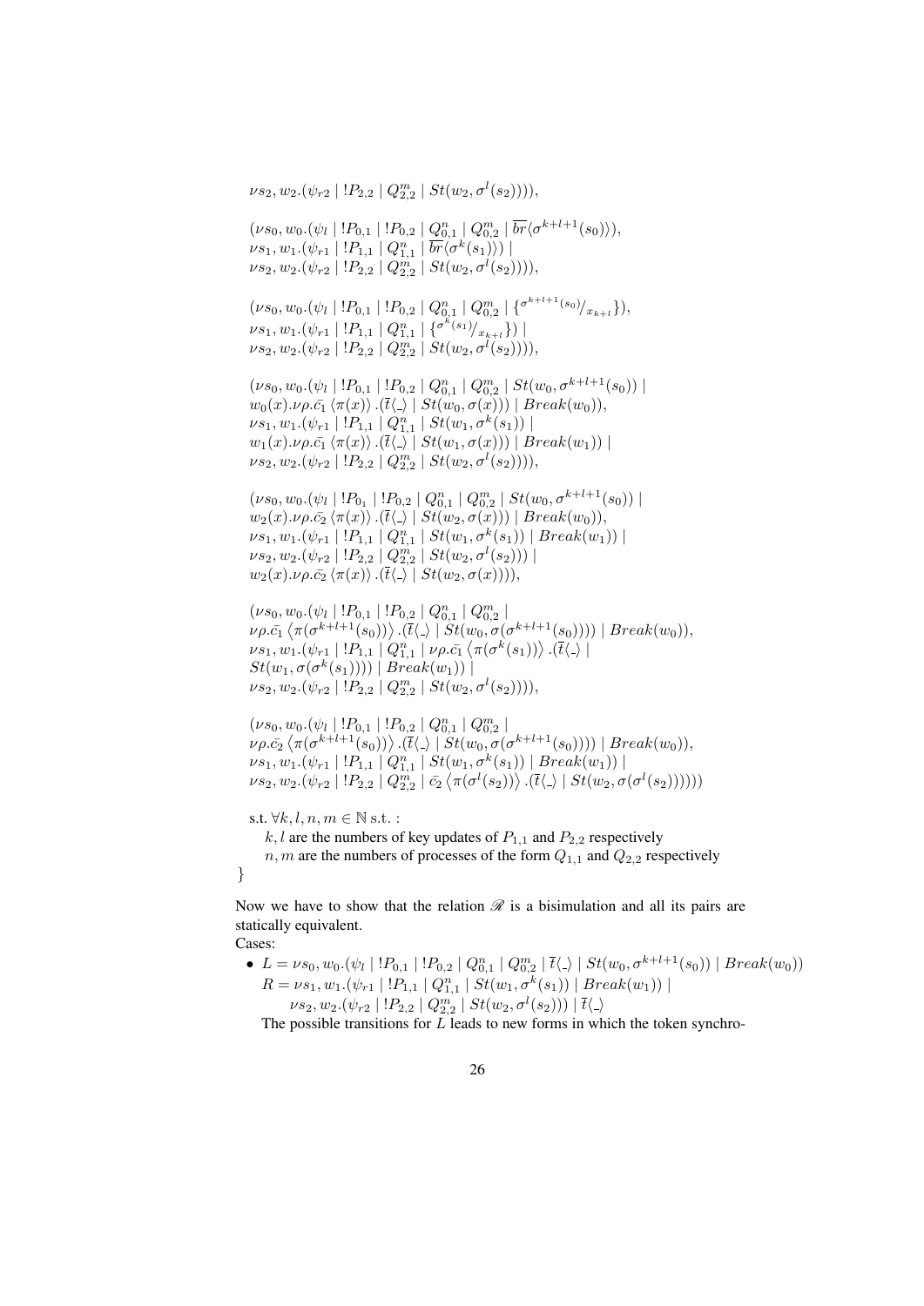$\nu s_2, w_2.(\psi_{r2} \mid !P_{2,2} \mid Q^m_{2,2} \mid St(w_2, \sigma^l(s_2))))$,

$(\nu s_0, w_0.(\psi_l \mid !P_{0,1} \mid !P_{0,2} \mid Q^n_{0,1} \mid Q^m_{0,2} \mid \overline{br}\langle \sigma^{k+l+1}(s_0)\rangle),$
$\nu s_1, w_1.(\psi_{r1} \mid !P_{1,1} \mid Q^n_{1,1} \mid \overline{br}\langle \sigma^k(s_1)\rangle) \mid$
$\nu s_2, w_2.(\psi_{r2} \mid !P_{2,2} \mid Q^m_{2,2} \mid St(w_2, \sigma^l(s_2))))$,

$(\nu s_0, w_0.(\psi_l \mid !P_{0,1} \mid !P_{0,2} \mid Q^n_{0,1} \mid Q^m_{0,2} \mid \{^{\sigma^{k+l+1}(s_0)}/_{x_{k+l}}\}),$
$\nu s_1, w_1.(\psi_{r1} \mid !P_{1,1} \mid Q^n_{1,1} \mid \{^{\sigma^k(s_1)}/_{x_{k+l}}\}) \mid$
$\nu s_2, w_2.(\psi_{r2} \mid !P_{2,2} \mid Q^m_{2,2} \mid St(w_2, \sigma^l(s_2))))$,

$(\nu s_0, w_0.(\psi_l \mid !P_{0,1} \mid !P_{0,2} \mid Q^n_{0,1} \mid Q^m_{0,2} \mid St(w_0, \sigma^{k+l+1}(s_0)) \mid$
$w_0(x).\nu\rho.\bar{c_1}\langle \pi(x)\rangle.(\bar{t}\langle\_\rangle \mid St(w_0, \sigma(x))) \mid Break(w_0)),$
$\nu s_1, w_1.(\psi_{r1} \mid !P_{1,1} \mid Q^n_{1,1} \mid St(w_1, \sigma^k(s_1)) \mid$
$w_1(x).\nu\rho.\bar{c_1}\langle \pi(x)\rangle.(\bar{t}\langle\_\rangle \mid St(w_1, \sigma(x))) \mid Break(w_1)) \mid$
$\nu s_2, w_2.(\psi_{r2} \mid !P_{2,2} \mid Q^m_{2,2} \mid St(w_2, \sigma^l(s_2))))$,

$(\nu s_0, w_0.(\psi_l \mid !P_{0_1} \mid !P_{0,2} \mid Q^n_{0,1} \mid Q^m_{0,2} \mid St(w_0, \sigma^{k+l+1}(s_0)) \mid$
$w_2(x).\nu\rho.\bar{c_2}\langle \pi(x)\rangle.(\bar{t}\langle\_\rangle \mid St(w_2, \sigma(x))) \mid Break(w_0)),$
$\nu s_1, w_1.(\psi_{r1} \mid !P_{1,1} \mid Q^n_{1,1} \mid St(w_1, \sigma^k(s_1)) \mid Break(w_1)) \mid$
$\nu s_2, w_2.(\psi_{r2} \mid !P_{2,2} \mid Q^m_{2,2} \mid St(w_2, \sigma^l(s_2))) \mid$
$w_2(x).\nu\rho.\bar{c_2}\langle \pi(x)\rangle.(\bar{t}\langle\_\rangle \mid St(w_2, \sigma(x))))$,

$(\nu s_0, w_0.(\psi_l \mid !P_{0,1} \mid !P_{0,2} \mid Q^n_{0,1} \mid Q^m_{0,2} \mid$
$\nu\rho.\bar{c_1}\left\langle \pi(\sigma^{k+l+1}(s_0))\right\rangle.(\bar{t}\langle\_\rangle \mid St(w_0, \sigma(\sigma^{k+l+1}(s_0)))) \mid Break(w_0)),$
$\nu s_1, w_1.(\psi_{r1} \mid !P_{1,1} \mid Q^n_{1,1} \mid \nu\rho.\bar{c_1}\left\langle \pi(\sigma^k(s_1))\right\rangle.(\bar{t}\langle\_\rangle \mid$
$St(w_1, \sigma(\sigma^k(s_1)))) \mid Break(w_1)) \mid$
$\nu s_2, w_2.(\psi_{r2} \mid !P_{2,2} \mid Q^m_{2,2} \mid St(w_2, \sigma^l(s_2))))$,

$(\nu s_0, w_0.(\psi_l \mid !P_{0,1} \mid !P_{0,2} \mid Q^n_{0,1} \mid Q^m_{0,2} \mid$
$\nu\rho.\bar{c_2}\left\langle \pi(\sigma^{k+l+1}(s_0))\right\rangle.(\bar{t}\langle\_\rangle \mid St(w_0, \sigma(\sigma^{k+l+1}(s_0)))) \mid Break(w_0)),$
$\nu s_1, w_1.(\psi_{r1} \mid !P_{1,1} \mid Q^n_{1,1} \mid St(w_1, \sigma^k(s_1)) \mid Break(w_1)) \mid$
$\nu s_2, w_2.(\psi_{r2} \mid !P_{2,2} \mid Q^m_{2,2} \mid \bar{c_2}\left\langle \pi(\sigma^l(s_2))\right\rangle.(\bar{t}\langle\_\rangle \mid St(w_2, \sigma(\sigma^l(s_2))))))$

s.t. $\forall k, l, n, m \in \mathbb{N}$ s.t. :
  $k, l$ are the numbers of key updates of $P_{1,1}$ and $P_{2,2}$ respectively
  $n, m$ are the numbers of processes of the form $Q_{1,1}$ and $Q_{2,2}$ respectively
}

Now we have to show that the relation $\mathscr{R}$ is a bisimulation and all its pairs are statically equivalent.
Cases:

- $L = \nu s_0, w_0.(\psi_l \mid !P_{0,1} \mid !P_{0,2} \mid Q^n_{0,1} \mid Q^m_{0,2} \mid \bar{t}\langle\_\rangle \mid St(w_0, \sigma^{k+l+1}(s_0)) \mid Break(w_0))$
  $R = \nu s_1, w_1.(\psi_{r1} \mid !P_{1,1} \mid Q^n_{1,1} \mid St(w_1, \sigma^k(s_1)) \mid Break(w_1)) \mid$
  $\nu s_2, w_2.(\psi_{r2} \mid !P_{2,2} \mid Q^m_{2,2} \mid St(w_2, \sigma^l(s_2))) \mid \bar{t}\langle\_\rangle$
  The possible transitions for $L$ leads to new forms in which the token synchro-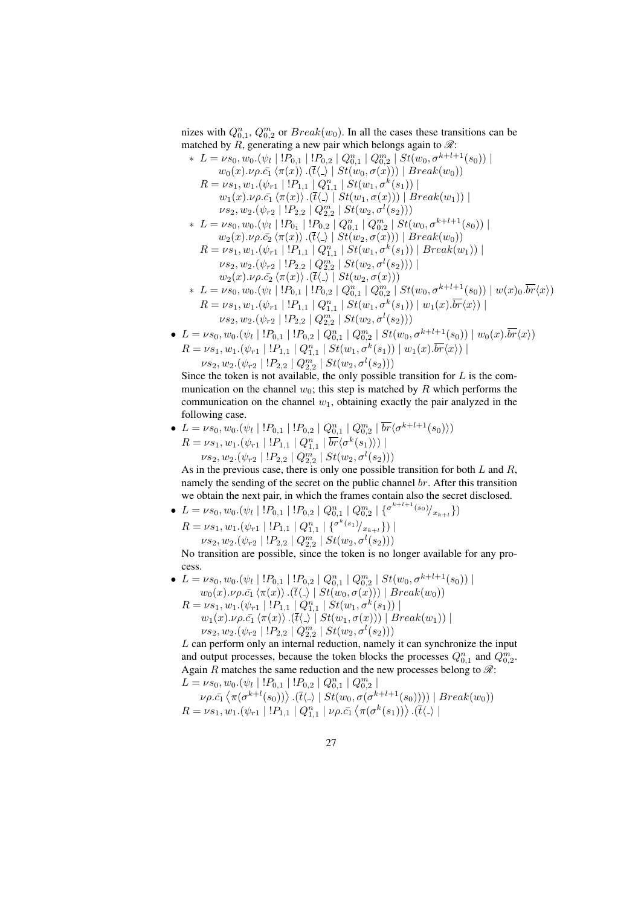nizes with $Q^n_{0,1}$, $Q^m_{0,2}$ or $Break(w_0)$. In all the cases these transitions can be matched by $R$, generating a new pair which belongs again to $\mathscr{R}$:

  * $L = \nu s_0, w_0.(\psi_l \mid !P_{0,1} \mid !P_{0,2} \mid Q^n_{0,1} \mid Q^m_{0,2} \mid St(w_0, \sigma^{k+l+1}(s_0)) \mid$
    $w_0(x).\nu\rho.\bar{c_1}\langle\pi(x)\rangle.(\bar{t}\langle\_\rangle \mid St(w_0, \sigma(x))) \mid Break(w_0))$
    $R = \nu s_1, w_1.(\psi_{r1} \mid !P_{1,1} \mid Q^n_{1,1} \mid St(w_1, \sigma^k(s_1)) \mid$
    $w_1(x).\nu\rho.\bar{c_1}\langle\pi(x)\rangle.(\bar{t}\langle\_\rangle \mid St(w_1, \sigma(x))) \mid Break(w_1)) \mid$
    $\nu s_2, w_2.(\psi_{r2} \mid !P_{2,2} \mid Q^m_{2,2} \mid St(w_2, \sigma^l(s_2)))$
  * $L = \nu s_0, w_0.(\psi_l \mid !P_{0_1} \mid !P_{0,2} \mid Q^n_{0,1} \mid Q^m_{0,2} \mid St(w_0, \sigma^{k+l+1}(s_0)) \mid$
    $w_2(x).\nu\rho.\bar{c_2}\langle\pi(x)\rangle.(\bar{t}\langle\_\rangle \mid St(w_2, \sigma(x))) \mid Break(w_0))$
    $R = \nu s_1, w_1.(\psi_{r1} \mid !P_{1,1} \mid Q^n_{1,1} \mid St(w_1, \sigma^k(s_1)) \mid Break(w_1)) \mid$
    $\nu s_2, w_2.(\psi_{r2} \mid !P_{2,2} \mid Q^m_{2,2} \mid St(w_2, \sigma^l(s_2))) \mid$
    $w_2(x).\nu\rho.\bar{c_2}\langle\pi(x)\rangle.(\bar{t}\langle\_\rangle \mid St(w_2, \sigma(x)))$
  * $L = \nu s_0, w_0.(\psi_l \mid !P_{0,1} \mid !P_{0,2} \mid Q^n_{0,1} \mid Q^m_{0,2} \mid St(w_0, \sigma^{k+l+1}(s_0)) \mid w(x)_0.\overline{br}\langle x\rangle)$
    $R = \nu s_1, w_1.(\psi_{r1} \mid !P_{1,1} \mid Q^n_{1,1} \mid St(w_1, \sigma^k(s_1)) \mid w_1(x).\overline{br}\langle x\rangle) \mid$
    $\nu s_2, w_2.(\psi_{r2} \mid !P_{2,2} \mid Q^m_{2,2} \mid St(w_2, \sigma^l(s_2)))$

- $L = \nu s_0, w_0.(\psi_l \mid !P_{0,1} \mid !P_{0,2} \mid Q^n_{0,1} \mid Q^m_{0,2} \mid St(w_0, \sigma^{k+l+1}(s_0)) \mid w_0(x).\overline{br}\langle x\rangle)$
  $R = \nu s_1, w_1.(\psi_{r1} \mid !P_{1,1} \mid Q^n_{1,1} \mid St(w_1, \sigma^k(s_1)) \mid w_1(x).\overline{br}\langle x\rangle) \mid$
  $\nu s_2, w_2.(\psi_{r2} \mid !P_{2,2} \mid Q^m_{2,2} \mid St(w_2, \sigma^l(s_2)))$
  Since the token is not available, the only possible transition for $L$ is the communication on the channel $w_0$; this step is matched by $R$ which performs the communication on the channel $w_1$, obtaining exactly the pair analyzed in the following case.
- $L = \nu s_0, w_0.(\psi_l \mid !P_{0,1} \mid !P_{0,2} \mid Q^n_{0,1} \mid Q^m_{0,2} \mid \overline{br}\langle\sigma^{k+l+1}(s_0)\rangle)$
  $R = \nu s_1, w_1.(\psi_{r1} \mid !P_{1,1} \mid Q^n_{1,1} \mid \overline{br}\langle\sigma^k(s_1)\rangle) \mid$
  $\nu s_2, w_2.(\psi_{r2} \mid !P_{2,2} \mid Q^m_{2,2} \mid St(w_2, \sigma^l(s_2)))$
  As in the previous case, there is only one possible transition for both $L$ and $R$, namely the sending of the secret on the public channel $br$. After this transition we obtain the next pair, in which the frames contain also the secret disclosed.
- $L = \nu s_0, w_0.(\psi_l \mid !P_{0,1} \mid !P_{0,2} \mid Q^n_{0,1} \mid Q^m_{0,2} \mid \{^{\sigma^{k+l+1}(s_0)}/_{x_{k+l}}\})$
  $R = \nu s_1, w_1.(\psi_{r1} \mid !P_{1,1} \mid Q^n_{1,1} \mid \{^{\sigma^k(s_1)}/_{x_{k+l}}\}) \mid$
  $\nu s_2, w_2.(\psi_{r2} \mid !P_{2,2} \mid Q^m_{2,2} \mid St(w_2, \sigma^l(s_2)))$
  No transition are possible, since the token is no longer available for any process.
- $L = \nu s_0, w_0.(\psi_l \mid !P_{0,1} \mid !P_{0,2} \mid Q^n_{0,1} \mid Q^m_{0,2} \mid St(w_0, \sigma^{k+l+1}(s_0)) \mid$
  $w_0(x).\nu\rho.\bar{c_1}\langle\pi(x)\rangle.(\bar{t}\langle\_\rangle \mid St(w_0, \sigma(x))) \mid Break(w_0))$
  $R = \nu s_1, w_1.(\psi_{r1} \mid !P_{1,1} \mid Q^n_{1,1} \mid St(w_1, \sigma^k(s_1)) \mid$
  $w_1(x).\nu\rho.\bar{c_1}\langle\pi(x)\rangle.(\bar{t}\langle\_\rangle \mid St(w_1, \sigma(x))) \mid Break(w_1)) \mid$
  $\nu s_2, w_2.(\psi_{r2} \mid !P_{2,2} \mid Q^m_{2,2} \mid St(w_2, \sigma^l(s_2)))$
  $L$ can perform only an internal reduction, namely it can synchronize the input and output processes, because the token blocks the processes $Q^n_{0,1}$ and $Q^m_{0,2}$. Again $R$ matches the same reduction and the new processes belong to $\mathscr{R}$:
  $L = \nu s_0, w_0.(\psi_l \mid !P_{0,1} \mid !P_{0,2} \mid Q^n_{0,1} \mid Q^m_{0,2} \mid$
  $\nu\rho.\bar{c_1}\langle\pi(\sigma^{k+l}(s_0))\rangle.(\bar{t}\langle\_\rangle \mid St(w_0, \sigma(\sigma^{k+l+1}(s_0)))) \mid Break(w_0))$
  $R = \nu s_1, w_1.(\psi_{r1} \mid !P_{1,1} \mid Q^n_{1,1} \mid \nu\rho.\bar{c_1}\langle\pi(\sigma^k(s_1))\rangle.(\bar{t}\langle\_\rangle \mid$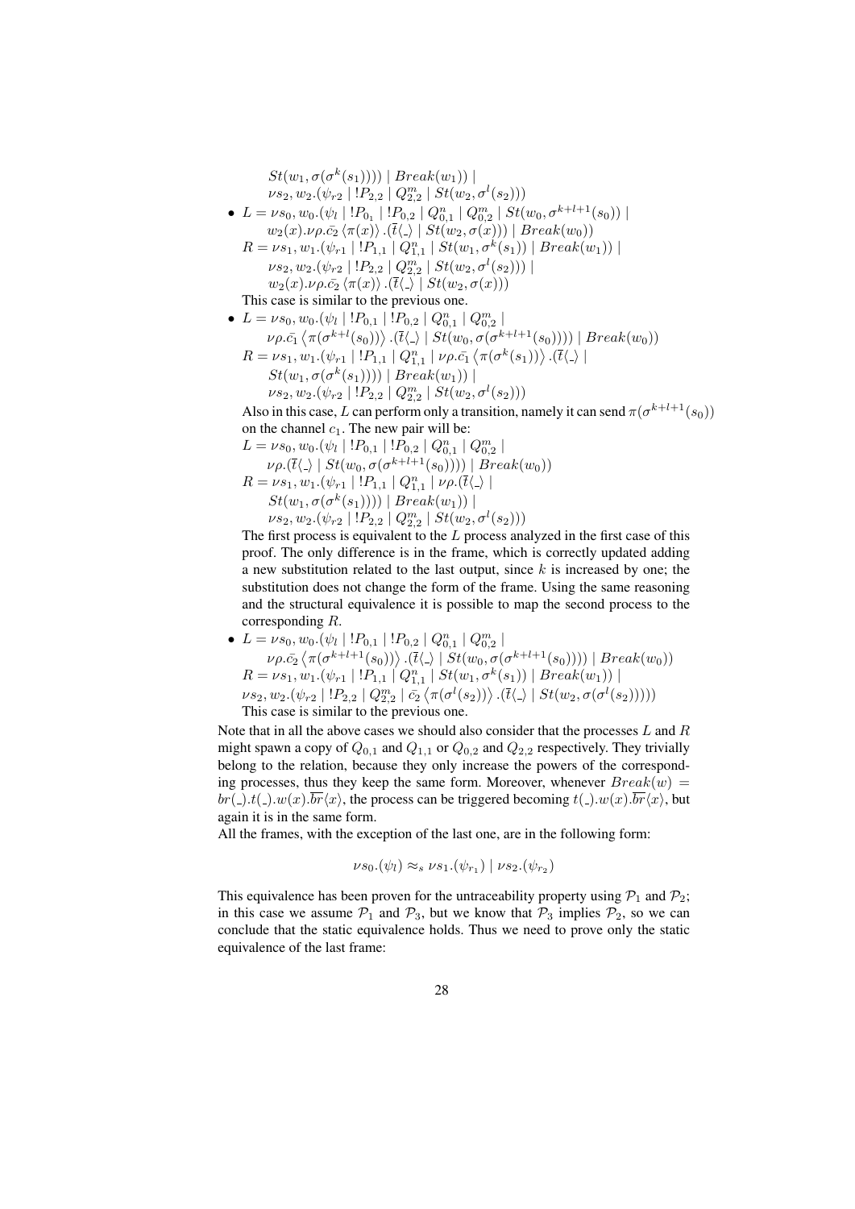$St(w_1, \sigma(\sigma^k(s_1)))) \mid Break(w_1)) \mid$
$\nu s_2, w_2.(\psi_{r2} \mid !P_{2,2} \mid Q^m_{2,2} \mid St(w_2, \sigma^l(s_2)))$

- $L = \nu s_0, w_0.(\psi_l \mid !P_{0_1} \mid !P_{0,2} \mid Q^n_{0,1} \mid Q^m_{0,2} \mid St(w_0, \sigma^{k+l+1}(s_0)) \mid$
  $w_2(x).\nu\rho.\bar{c_2}\left\langle\pi(x)\right\rangle.(\bar{t}\langle\_\rangle \mid St(w_2, \sigma(x))) \mid Break(w_0))$
  $R = \nu s_1, w_1.(\psi_{r1} \mid !P_{1,1} \mid Q^n_{1,1} \mid St(w_1, \sigma^k(s_1)) \mid Break(w_1)) \mid$
  $\nu s_2, w_2.(\psi_{r2} \mid !P_{2,2} \mid Q^m_{2,2} \mid St(w_2, \sigma^l(s_2))) \mid$
  $w_2(x).\nu\rho.\bar{c_2}\left\langle\pi(x)\right\rangle.(\bar{t}\langle\_\rangle \mid St(w_2, \sigma(x)))$
  This case is similar to the previous one.
- $L = \nu s_0, w_0.(\psi_l \mid !P_{0,1} \mid !P_{0,2} \mid Q^n_{0,1} \mid Q^m_{0,2} \mid$
  $\nu\rho.\bar{c_1}\left\langle\pi(\sigma^{k+l}(s_0))\right\rangle.(\bar{t}\langle\_\rangle \mid St(w_0, \sigma(\sigma^{k+l+1}(s_0)))) \mid Break(w_0))$
  $R = \nu s_1, w_1.(\psi_{r1} \mid !P_{1,1} \mid Q^n_{1,1} \mid \nu\rho.\bar{c_1}\left\langle\pi(\sigma^k(s_1))\right\rangle.(\bar{t}\langle\_\rangle \mid$
  $St(w_1, \sigma(\sigma^k(s_1)))) \mid Break(w_1)) \mid$
  $\nu s_2, w_2.(\psi_{r2} \mid !P_{2,2} \mid Q^m_{2,2} \mid St(w_2, \sigma^l(s_2)))$
  Also in this case, $L$ can perform only a transition, namely it can send $\pi(\sigma^{k+l+1}(s_0))$ on the channel $c_1$. The new pair will be:
  $L = \nu s_0, w_0.(\psi_l \mid !P_{0,1} \mid !P_{0,2} \mid Q^n_{0,1} \mid Q^m_{0,2} \mid$
  $\nu\rho.(\bar{t}\langle\_\rangle \mid St(w_0, \sigma(\sigma^{k+l+1}(s_0)))) \mid Break(w_0))$
  $R = \nu s_1, w_1.(\psi_{r1} \mid !P_{1,1} \mid Q^n_{1,1} \mid \nu\rho.(\bar{t}\langle\_\rangle \mid$
  $St(w_1, \sigma(\sigma^k(s_1)))) \mid Break(w_1)) \mid$
  $\nu s_2, w_2.(\psi_{r2} \mid !P_{2,2} \mid Q^m_{2,2} \mid St(w_2, \sigma^l(s_2)))$
  The first process is equivalent to the $L$ process analyzed in the first case of this proof. The only difference is in the frame, which is correctly updated adding a new substitution related to the last output, since $k$ is increased by one; the substitution does not change the form of the frame. Using the same reasoning and the structural equivalence it is possible to map the second process to the corresponding $R$.
- $L = \nu s_0, w_0.(\psi_l \mid !P_{0,1} \mid !P_{0,2} \mid Q^n_{0,1} \mid Q^m_{0,2} \mid$
  $\nu\rho.\bar{c_2}\left\langle\pi(\sigma^{k+l+1}(s_0))\right\rangle.(\bar{t}\langle\_\rangle \mid St(w_0, \sigma(\sigma^{k+l+1}(s_0)))) \mid Break(w_0))$
  $R = \nu s_1, w_1.(\psi_{r1} \mid !P_{1,1} \mid Q^n_{1,1} \mid St(w_1, \sigma^k(s_1)) \mid Break(w_1)) \mid$
  $\nu s_2, w_2.(\psi_{r2} \mid !P_{2,2} \mid Q^m_{2,2} \mid \bar{c_2}\left\langle\pi(\sigma^l(s_2))\right\rangle.(\bar{t}\langle\_\rangle \mid St(w_2, \sigma(\sigma^l(s_2)))))$
  This case is similar to the previous one.

Note that in all the above cases we should also consider that the processes $L$ and $R$ might spawn a copy of $Q_{0,1}$ and $Q_{1,1}$ or $Q_{0,2}$ and $Q_{2,2}$ respectively. They trivially belong to the relation, because they only increase the powers of the corresponding processes, thus they keep the same form. Moreover, whenever $Break(w) = br(\_).t(\_).w(x).\overline{br}\langle x\rangle$, the process can be triggered becoming $t(\_).w(x).\overline{br}\langle x\rangle$, but again it is in the same form.

All the frames, with the exception of the last one, are in the following form:

$$\nu s_0.(\psi_l) \approx_s \nu s_1.(\psi_{r_1}) \mid \nu s_2.(\psi_{r_2})$$

This equivalence has been proven for the untraceability property using $\mathcal{P}_1$ and $\mathcal{P}_2$; in this case we assume $\mathcal{P}_1$ and $\mathcal{P}_3$, but we know that $\mathcal{P}_3$ implies $\mathcal{P}_2$, so we can conclude that the static equivalence holds. Thus we need to prove only the static equivalence of the last frame: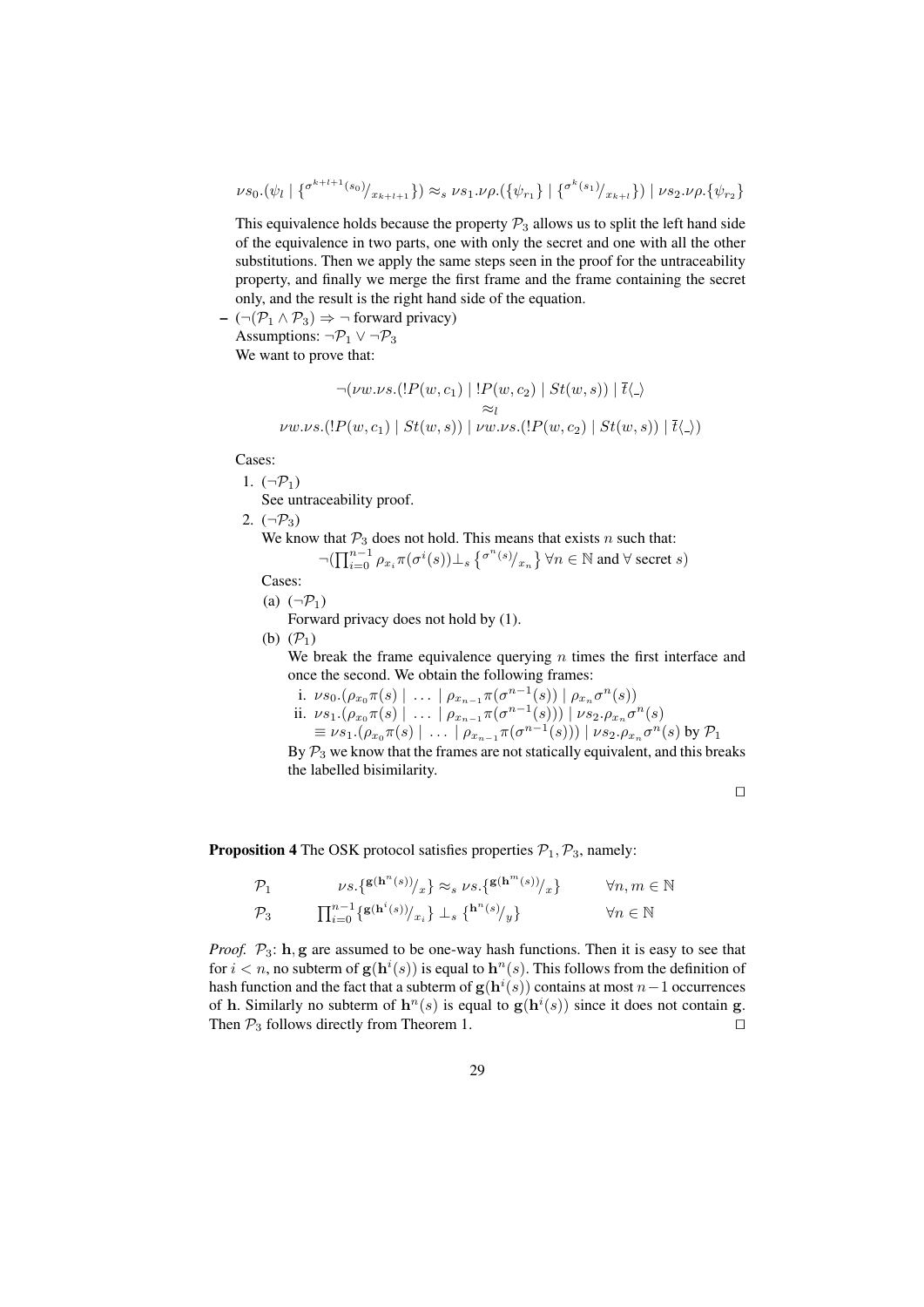$$\nu s_0.(\psi_l \mid \{^{\sigma^{k+l+1}(s_0)}/_{x_{k+l+1}}\}) \approx_s \nu s_1.\nu\rho.(\{\psi_{r_1}\} \mid \{^{\sigma^k(s_1)}/_{x_{k+l}}\}) \mid \nu s_2.\nu\rho.\{\psi_{r_2}\}$$

This equivalence holds because the property $\mathcal{P}_3$ allows us to split the left hand side of the equivalence in two parts, one with only the secret and one with all the other substitutions. Then we apply the same steps seen in the proof for the untraceability property, and finally we merge the first frame and the frame containing the secret only, and the result is the right hand side of the equation.

– $(\neg(\mathcal{P}_1 \wedge \mathcal{P}_3) \Rightarrow \neg$ forward privacy)
Assumptions: $\neg\mathcal{P}_1 \vee \neg\mathcal{P}_3$
We want to prove that:

$$\neg(\nu w.\nu s.(!P(w, c_1) \mid !P(w, c_2) \mid St(w, s)) \mid \bar{t}\langle\_\rangle$$
$$\approx_l$$
$$\nu w.\nu s.(!P(w, c_1) \mid St(w, s)) \mid \nu w.\nu s.(!P(w, c_2) \mid St(w, s)) \mid \bar{t}\langle\_\rangle)$$

Cases:

1. $(\neg\mathcal{P}_1)$
   See untraceability proof.
2. $(\neg\mathcal{P}_3)$
   We know that $\mathcal{P}_3$ does not hold. This means that exists $n$ such that:
   $\neg(\prod_{i=0}^{n-1} \rho_{x_i}\pi(\sigma^i(s)) \perp_s \{^{\sigma^n(s)}/_{x_n}\} \ \forall n \in \mathbb{N}$ and $\forall$ secret $s)$
   Cases:
   (a) $(\neg\mathcal{P}_1)$
       Forward privacy does not hold by (1).
   (b) $(\mathcal{P}_1)$
       We break the frame equivalence querying $n$ times the first interface and once the second. We obtain the following frames:
       i. $\nu s_0.(\rho_{x_0}\pi(s) \mid \ldots \mid \rho_{x_{n-1}}\pi(\sigma^{n-1}(s)) \mid \rho_{x_n}\sigma^n(s))$
       ii. $\nu s_1.(\rho_{x_0}\pi(s) \mid \ldots \mid \rho_{x_{n-1}}\pi(\sigma^{n-1}(s))) \mid \nu s_2.\rho_{x_n}\sigma^n(s)$
       $\equiv \nu s_1.(\rho_{x_0}\pi(s) \mid \ldots \mid \rho_{x_{n-1}}\pi(\sigma^{n-1}(s))) \mid \rho_{x_n}\sigma^n(s)$ by $\mathcal{P}_1$
       By $\mathcal{P}_3$ we know that the frames are not statically equivalent, and this breaks the labelled bisimilarity.

□

**Proposition 4** The OSK protocol satisfies properties $\mathcal{P}_1, \mathcal{P}_3$, namely:

| | | |
|---|---|---|
| $\mathcal{P}_1$ | $\nu s.\{^{\mathbf{g}(\mathbf{h}^n(s))}/_x\} \approx_s \nu s.\{^{\mathbf{g}(\mathbf{h}^m(s))}/_x\}$ | $\forall n, m \in \mathbb{N}$ |
| $\mathcal{P}_3$ | $\prod_{i=0}^{n-1}\{^{\mathbf{g}(\mathbf{h}^i(s))}/_{x_i}\} \perp_s \{^{\mathbf{h}^n(s)}/_y\}$ | $\forall n \in \mathbb{N}$ |

*Proof.* $\mathcal{P}_3$: $\mathbf{h}, \mathbf{g}$ are assumed to be one-way hash functions. Then it is easy to see that for $i < n$, no subterm of $\mathbf{g}(\mathbf{h}^i(s))$ is equal to $\mathbf{h}^n(s)$. This follows from the definition of hash function and the fact that a subterm of $\mathbf{g}(\mathbf{h}^i(s))$ contains at most $n-1$ occurrences of $\mathbf{h}$. Similarly no subterm of $\mathbf{h}^n(s)$ is equal to $\mathbf{g}(\mathbf{h}^i(s))$ since it does not contain $\mathbf{g}$. Then $\mathcal{P}_3$ follows directly from Theorem 1. □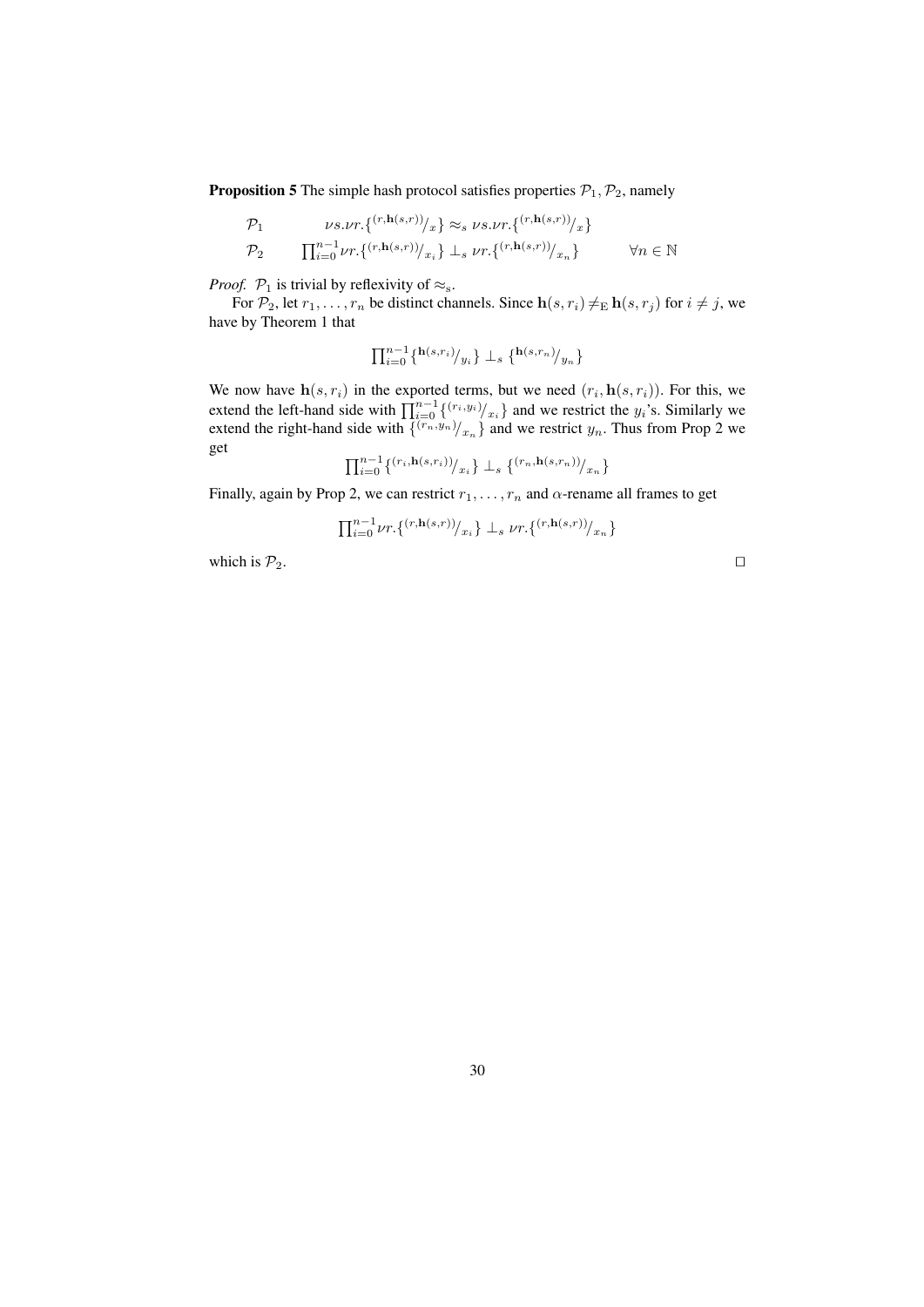**Proposition 5** The simple hash protocol satisfies properties $\mathcal{P}_1, \mathcal{P}_2$, namely

$$\mathcal{P}_1 \qquad \nu s.\nu r.\{^{(r,\mathbf{h}(s,r))}/_x\} \approx_s \nu s.\nu r.\{^{(r,\mathbf{h}(s,r))}/_x\}$$

$$\mathcal{P}_2 \qquad \prod_{i=0}^{n-1} \nu r.\{^{(r,\mathbf{h}(s,r))}/_{x_i}\} \perp_s \nu r.\{^{(r,\mathbf{h}(s,r))}/_{x_n}\} \qquad \forall n \in \mathbb{N}$$

*Proof.* $\mathcal{P}_1$ is trivial by reflexivity of $\approx_s$.

For $\mathcal{P}_2$, let $r_1, \ldots, r_n$ be distinct channels. Since $\mathbf{h}(s, r_i) \neq_E \mathbf{h}(s, r_j)$ for $i \neq j$, we have by Theorem 1 that

$$\prod_{i=0}^{n-1} \{^{\mathbf{h}(s,r_i)}/_{y_i}\} \perp_s \{^{\mathbf{h}(s,r_n)}/_{y_n}\}$$

We now have $\mathbf{h}(s, r_i)$ in the exported terms, but we need $(r_i, \mathbf{h}(s, r_i))$. For this, we extend the left-hand side with $\prod_{i=0}^{n-1} \{^{(r_i,y_i)}/_{x_i}\}$ and we restrict the $y_i$'s. Similarly we extend the right-hand side with $\{^{(r_n,y_n)}/_{x_n}\}$ and we restrict $y_n$. Thus from Prop 2 we get

$$\prod_{i=0}^{n-1} \{^{(r_i,\mathbf{h}(s,r_i))}/_{x_i}\} \perp_s \{^{(r_n,\mathbf{h}(s,r_n))}/_{x_n}\}$$

Finally, again by Prop 2, we can restrict $r_1, \ldots, r_n$ and $\alpha$-rename all frames to get

$$\prod_{i=0}^{n-1} \nu r.\{^{(r,\mathbf{h}(s,r))}/_{x_i}\} \perp_s \nu r.\{^{(r,\mathbf{h}(s,r))}/_{x_n}\}$$

which is $\mathcal{P}_2$. ◻